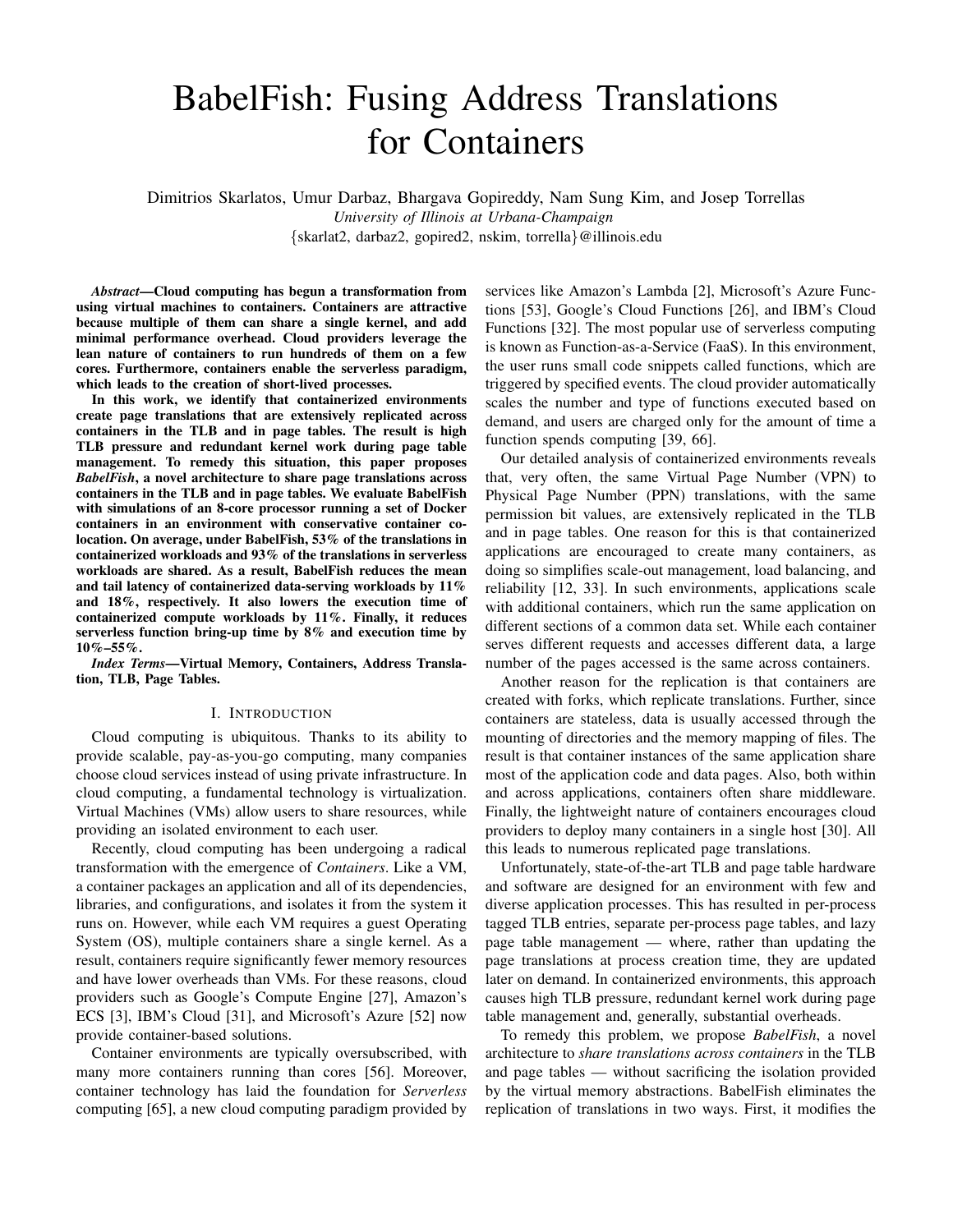# BabelFish: Fusing Address Translations for Containers

Dimitrios Skarlatos, Umur Darbaz, Bhargava Gopireddy, Nam Sung Kim, and Josep Torrellas

*University of Illinois at Urbana-Champaign*

{skarlat2, darbaz2, gopired2, nskim, torrella}@illinois.edu

***Abstract*—Cloud computing has begun a transformation from using virtual machines to containers. Containers are attractive because multiple of them can share a single kernel, and add minimal performance overhead. Cloud providers leverage the lean nature of containers to run hundreds of them on a few cores. Furthermore, containers enable the serverless paradigm, which leads to the creation of short-lived processes.**

**In this work, we identify that containerized environments create page translations that are extensively replicated across containers in the TLB and in page tables. The result is high TLB pressure and redundant kernel work during page table management. To remedy this situation, this paper proposes *BabelFish*, a novel architecture to share page translations across containers in the TLB and in page tables. We evaluate BabelFish with simulations of an 8-core processor running a set of Docker containers in an environment with conservative container co-location. On average, under BabelFish, 53% of the translations in containerized workloads and 93% of the translations in serverless workloads are shared. As a result, BabelFish reduces the mean and tail latency of containerized data-serving workloads by 11% and 18%, respectively. It also lowers the execution time of containerized compute workloads by 11%. Finally, it reduces serverless function bring-up time by 8% and execution time by 10%–55%.**

***Index Terms*—Virtual Memory, Containers, Address Translation, TLB, Page Tables.**

## I. Introduction

Cloud computing is ubiquitous. Thanks to its ability to provide scalable, pay-as-you-go computing, many companies choose cloud services instead of using private infrastructure. In cloud computing, a fundamental technology is virtualization. Virtual Machines (VMs) allow users to share resources, while providing an isolated environment to each user.

Recently, cloud computing has been undergoing a radical transformation with the emergence of *Containers*. Like a VM, a container packages an application and all of its dependencies, libraries, and configurations, and isolates it from the system it runs on. However, while each VM requires a guest Operating System (OS), multiple containers share a single kernel. As a result, containers require significantly fewer memory resources and have lower overheads than VMs. For these reasons, cloud providers such as Google's Compute Engine [27], Amazon's ECS [3], IBM's Cloud [31], and Microsoft's Azure [52] now provide container-based solutions.

Container environments are typically oversubscribed, with many more containers running than cores [56]. Moreover, container technology has laid the foundation for *Serverless* computing [65], a new cloud computing paradigm provided by services like Amazon's Lambda [2], Microsoft's Azure Functions [53], Google's Cloud Functions [26], and IBM's Cloud Functions [32]. The most popular use of serverless computing is known as Function-as-a-Service (FaaS). In this environment, the user runs small code snippets called functions, which are triggered by specified events. The cloud provider automatically scales the number and type of functions executed based on demand, and users are charged only for the amount of time a function spends computing [39, 66].

Our detailed analysis of containerized environments reveals that, very often, the same Virtual Page Number (VPN) to Physical Page Number (PPN) translations, with the same permission bit values, are extensively replicated in the TLB and in page tables. One reason for this is that containerized applications are encouraged to create many containers, as doing so simplifies scale-out management, load balancing, and reliability [12, 33]. In such environments, applications scale with additional containers, which run the same application on different sections of a common data set. While each container serves different requests and accesses different data, a large number of the pages accessed is the same across containers.

Another reason for the replication is that containers are created with forks, which replicate translations. Further, since containers are stateless, data is usually accessed through the mounting of directories and the memory mapping of files. The result is that container instances of the same application share most of the application code and data pages. Also, both within and across applications, containers often share middleware. Finally, the lightweight nature of containers encourages cloud providers to deploy many containers in a single host [30]. All this leads to numerous replicated page translations.

Unfortunately, state-of-the-art TLB and page table hardware and software are designed for an environment with few and diverse application processes. This has resulted in per-process tagged TLB entries, separate per-process page tables, and lazy page table management — where, rather than updating the page translations at process creation time, they are updated later on demand. In containerized environments, this approach causes high TLB pressure, redundant kernel work during page table management and, generally, substantial overheads.

To remedy this problem, we propose *BabelFish*, a novel architecture to *share translations across containers* in the TLB and page tables — without sacrificing the isolation provided by the virtual memory abstractions. BabelFish eliminates the replication of translations in two ways. First, it modifies the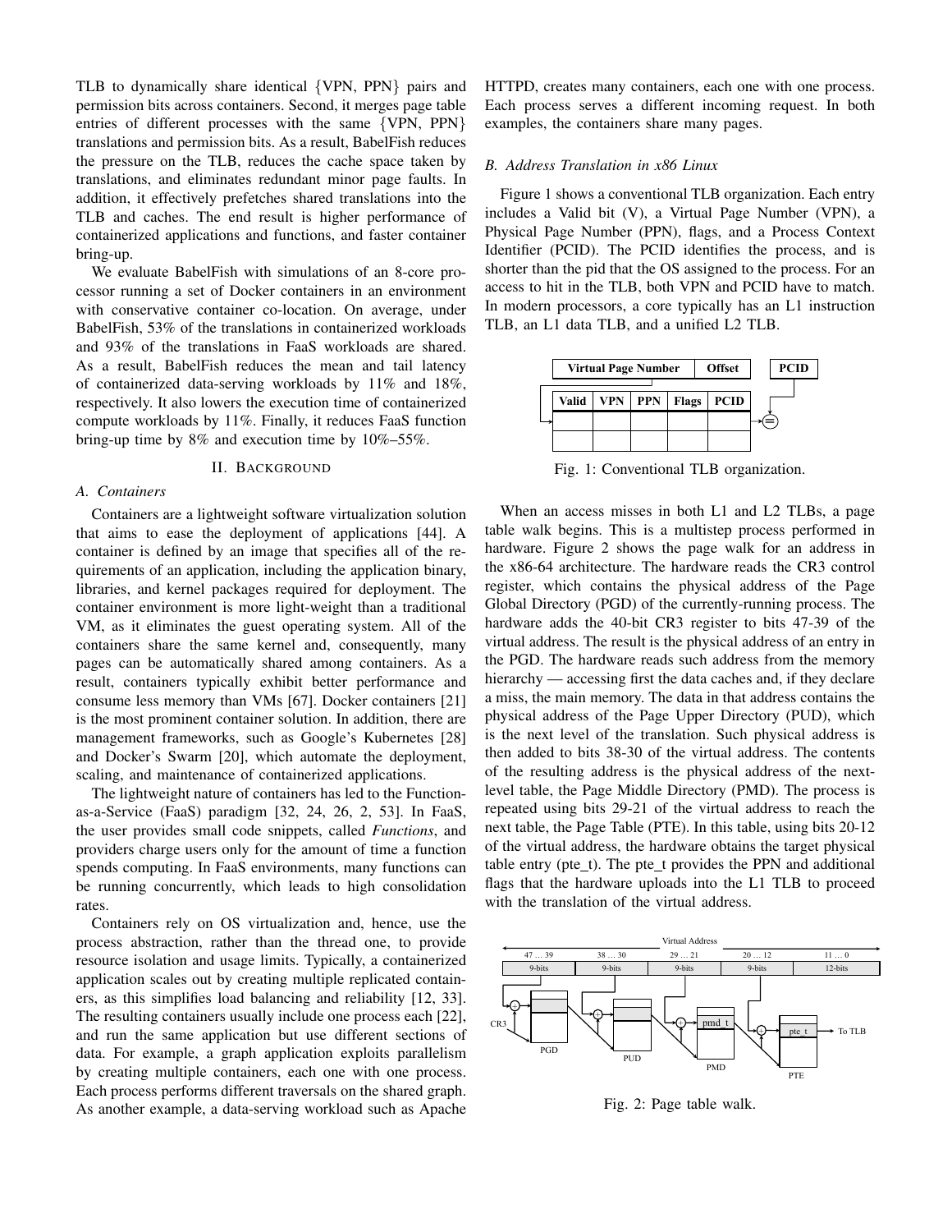TLB to dynamically share identical {VPN, PPN} pairs and permission bits across containers. Second, it merges page table entries of different processes with the same {VPN, PPN} translations and permission bits. As a result, BabelFish reduces the pressure on the TLB, reduces the cache space taken by translations, and eliminates redundant minor page faults. In addition, it effectively prefetches shared translations into the TLB and caches. The end result is higher performance of containerized applications and functions, and faster container bring-up.

We evaluate BabelFish with simulations of an 8-core processor running a set of Docker containers in an environment with conservative container co-location. On average, under BabelFish, 53% of the translations in containerized workloads and 93% of the translations in FaaS workloads are shared. As a result, BabelFish reduces the mean and tail latency of containerized data-serving workloads by 11% and 18%, respectively. It also lowers the execution time of containerized compute workloads by 11%. Finally, it reduces FaaS function bring-up time by 8% and execution time by 10%–55%.

## II. Background

### A. Containers

Containers are a lightweight software virtualization solution that aims to ease the deployment of applications [44]. A container is defined by an image that specifies all of the requirements of an application, including the application binary, libraries, and kernel packages required for deployment. The container environment is more light-weight than a traditional VM, as it eliminates the guest operating system. All of the containers share the same kernel and, consequently, many pages can be automatically shared among containers. As a result, containers typically exhibit better performance and consume less memory than VMs [67]. Docker containers [21] is the most prominent container solution. In addition, there are management frameworks, such as Google's Kubernetes [28] and Docker's Swarm [20], which automate the deployment, scaling, and maintenance of containerized applications.

The lightweight nature of containers has led to the Function-as-a-Service (FaaS) paradigm [32, 24, 26, 2, 53]. In FaaS, the user provides small code snippets, called *Functions*, and providers charge users only for the amount of time a function spends computing. In FaaS environments, many functions can be running concurrently, which leads to high consolidation rates.

Containers rely on OS virtualization and, hence, use the process abstraction, rather than the thread one, to provide resource isolation and usage limits. Typically, a containerized application scales out by creating multiple replicated containers, as this simplifies load balancing and reliability [12, 33]. The resulting containers usually include one process each [22], and run the same application but use different sections of data. For example, a graph application exploits parallelism by creating multiple containers, each one with one process. Each process performs different traversals on the shared graph. As another example, a data-serving workload such as Apache HTTPD, creates many containers, each one with one process. Each process serves a different incoming request. In both examples, the containers share many pages.

### B. Address Translation in x86 Linux

Figure 1 shows a conventional TLB organization. Each entry includes a Valid bit (V), a Virtual Page Number (VPN), a Physical Page Number (PPN), flags, and a Process Context Identifier (PCID). The PCID identifies the process, and is shorter than the pid that the OS assigned to the process. For an access to hit in the TLB, both VPN and PCID have to match. In modern processors, a core typically has an L1 instruction TLB, an L1 data TLB, and a unified L2 TLB.

Fig. 1: Conventional TLB organization.

When an access misses in both L1 and L2 TLBs, a page table walk begins. This is a multistep process performed in hardware. Figure 2 shows the page walk for an address in the x86-64 architecture. The hardware reads the CR3 control register, which contains the physical address of the Page Global Directory (PGD) of the currently-running process. The hardware adds the 40-bit CR3 register to bits 47-39 of the virtual address. The result is the physical address of an entry in the PGD. The hardware reads such address from the memory hierarchy — accessing first the data caches and, if they declare a miss, the main memory. The data in that address contains the physical address of the Page Upper Directory (PUD), which is the next level of the translation. Such physical address is then added to bits 38-30 of the virtual address. The contents of the resulting address is the physical address of the next-level table, the Page Middle Directory (PMD). The process is repeated using bits 29-21 of the virtual address to reach the next table, the Page Table (PTE). In this table, using bits 20-12 of the virtual address, the hardware obtains the target physical table entry (pte_t). The pte_t provides the PPN and additional flags that the hardware uploads into the L1 TLB to proceed with the translation of the virtual address.

Fig. 2: Page table walk.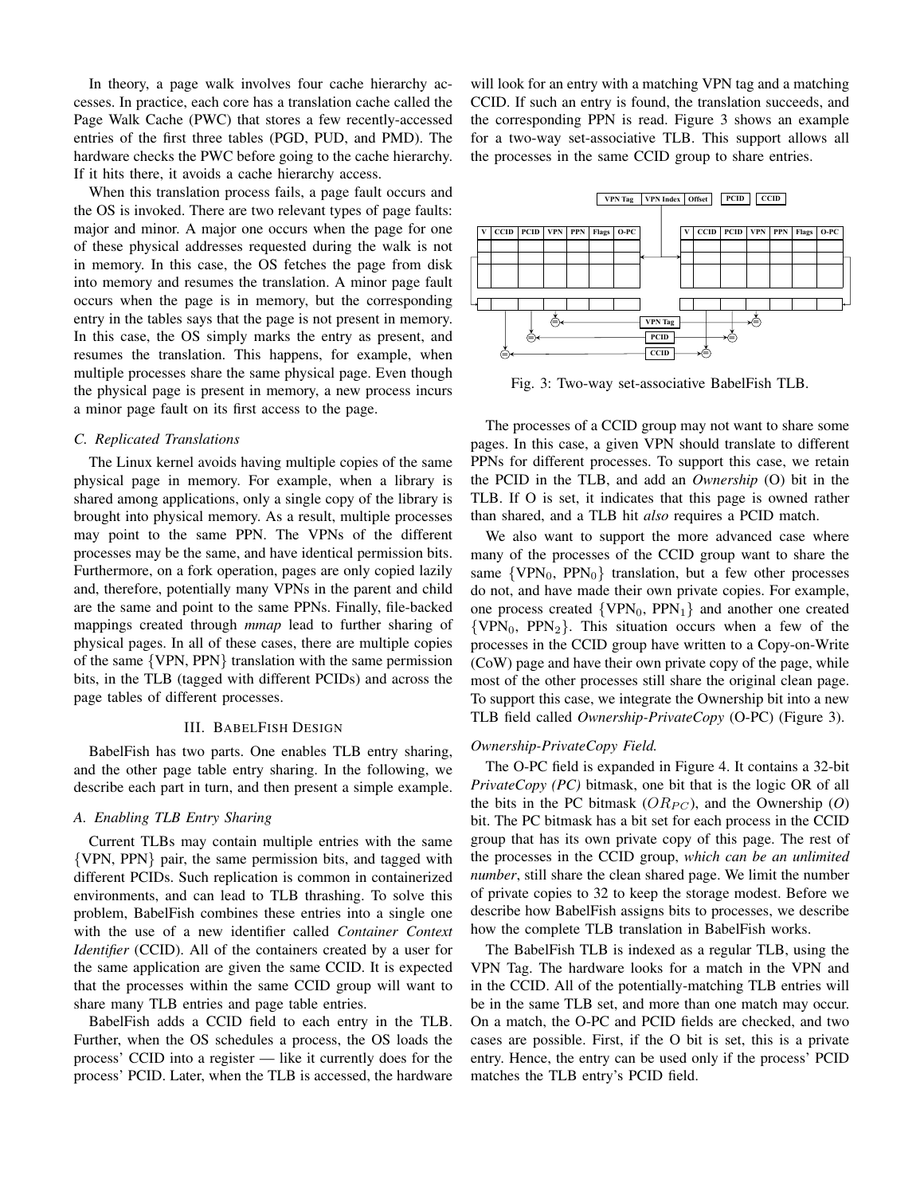In theory, a page walk involves four cache hierarchy accesses. In practice, each core has a translation cache called the Page Walk Cache (PWC) that stores a few recently-accessed entries of the first three tables (PGD, PUD, and PMD). The hardware checks the PWC before going to the cache hierarchy. If it hits there, it avoids a cache hierarchy access.

When this translation process fails, a page fault occurs and the OS is invoked. There are two relevant types of page faults: major and minor. A major one occurs when the page for one of these physical addresses requested during the walk is not in memory. In this case, the OS fetches the page from disk into memory and resumes the translation. A minor page fault occurs when the page is in memory, but the corresponding entry in the tables says that the page is not present in memory. In this case, the OS simply marks the entry as present, and resumes the translation. This happens, for example, when multiple processes share the same physical page. Even though the physical page is present in memory, a new process incurs a minor page fault on its first access to the page.

### C. Replicated Translations

The Linux kernel avoids having multiple copies of the same physical page in memory. For example, when a library is shared among applications, only a single copy of the library is brought into physical memory. As a result, multiple processes may point to the same PPN. The VPNs of the different processes may be the same, and have identical permission bits. Furthermore, on a fork operation, pages are only copied lazily and, therefore, potentially many VPNs in the parent and child are the same and point to the same PPNs. Finally, file-backed mappings created through *mmap* lead to further sharing of physical pages. In all of these cases, there are multiple copies of the same {VPN, PPN} translation with the same permission bits, in the TLB (tagged with different PCIDs) and across the page tables of different processes.

## III. BabelFish Design

BabelFish has two parts. One enables TLB entry sharing, and the other page table entry sharing. In the following, we describe each part in turn, and then present a simple example.

### A. Enabling TLB Entry Sharing

Current TLBs may contain multiple entries with the same {VPN, PPN} pair, the same permission bits, and tagged with different PCIDs. Such replication is common in containerized environments, and can lead to TLB thrashing. To solve this problem, BabelFish combines these entries into a single one with the use of a new identifier called *Container Context Identifier* (CCID). All of the containers created by a user for the same application are given the same CCID. It is expected that the processes within the same CCID group will want to share many TLB entries and page table entries.

BabelFish adds a CCID field to each entry in the TLB. Further, when the OS schedules a process, the OS loads the process' CCID into a register — like it currently does for the process' PCID. Later, when the TLB is accessed, the hardware will look for an entry with a matching VPN tag and a matching CCID. If such an entry is found, the translation succeeds, and the corresponding PPN is read. Figure 3 shows an example for a two-way set-associative TLB. This support allows all the processes in the same CCID group to share entries.

Fig. 3: Two-way set-associative BabelFish TLB.

The processes of a CCID group may not want to share some pages. In this case, a given VPN should translate to different PPNs for different processes. To support this case, we retain the PCID in the TLB, and add an *Ownership* (O) bit in the TLB. If O is set, it indicates that this page is owned rather than shared, and a TLB hit *also* requires a PCID match.

We also want to support the more advanced case where many of the processes of the CCID group want to share the same {$VPN_0$, $PPN_0$} translation, but a few other processes do not, and have made their own private copies. For example, one process created {$VPN_0$, $PPN_1$} and another one created {$VPN_0$, $PPN_2$}. This situation occurs when a few of the processes in the CCID group have written to a Copy-on-Write (CoW) page and have their own private copy of the page, while most of the other processes still share the original clean page. To support this case, we integrate the Ownership bit into a new TLB field called *Ownership-PrivateCopy* (O-PC) (Figure 3).

*Ownership-PrivateCopy Field.*

The O-PC field is expanded in Figure 4. It contains a 32-bit *PrivateCopy (PC)* bitmask, one bit that is the logic OR of all the bits in the PC bitmask ($OR_{PC}$), and the Ownership (*O*) bit. The PC bitmask has a bit set for each process in the CCID group that has its own private copy of this page. The rest of the processes in the CCID group, *which can be an unlimited number*, still share the clean shared page. We limit the number of private copies to 32 to keep the storage modest. Before we describe how BabelFish assigns bits to processes, we describe how the complete TLB translation in BabelFish works.

The BabelFish TLB is indexed as a regular TLB, using the VPN Tag. The hardware looks for a match in the VPN and in the CCID. All of the potentially-matching TLB entries will be in the same TLB set, and more than one match may occur. On a match, the O-PC and PCID fields are checked, and two cases are possible. First, if the O bit is set, this is a private entry. Hence, the entry can be used only if the process' PCID matches the TLB entry's PCID field.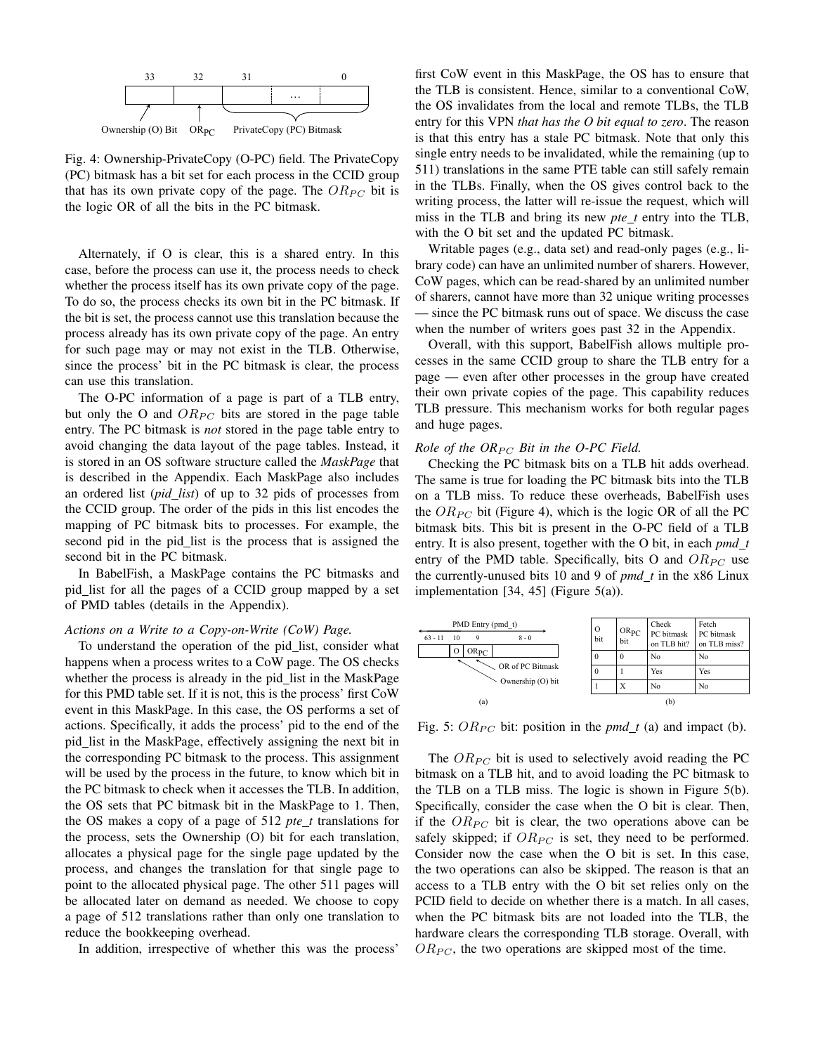Fig. 4: Ownership-PrivateCopy (O-PC) field. The PrivateCopy (PC) bitmask has a bit set for each process in the CCID group that has its own private copy of the page. The $OR_{PC}$ bit is the logic OR of all the bits in the PC bitmask.

Alternately, if O is clear, this is a shared entry. In this case, before the process can use it, the process needs to check whether the process itself has its own private copy of the page. To do so, the process checks its own bit in the PC bitmask. If the bit is set, the process cannot use this translation because the process already has its own private copy of the page. An entry for such page may or may not exist in the TLB. Otherwise, since the process' bit in the PC bitmask is clear, the process can use this translation.

The O-PC information of a page is part of a TLB entry, but only the O and $OR_{PC}$ bits are stored in the page table entry. The PC bitmask is *not* stored in the page table entry to avoid changing the data layout of the page tables. Instead, it is stored in an OS software structure called the *MaskPage* that is described in the Appendix. Each MaskPage also includes an ordered list (*pid_list*) of up to 32 pids of processes from the CCID group. The order of the pids in this list encodes the mapping of PC bitmask bits to processes. For example, the second pid in the pid_list is the process that is assigned the second bit in the PC bitmask.

In BabelFish, a MaskPage contains the PC bitmasks and pid_list for all the pages of a CCID group mapped by a set of PMD tables (details in the Appendix).

*Actions on a Write to a Copy-on-Write (CoW) Page.*

To understand the operation of the pid_list, consider what happens when a process writes to a CoW page. The OS checks whether the process is already in the pid_list in the MaskPage for this PMD table set. If it is not, this is the process' first CoW event in this MaskPage. In this case, the OS performs a set of actions. Specifically, it adds the process' pid to the end of the pid_list in the MaskPage, effectively assigning the next bit in the corresponding PC bitmask to the process. This assignment will be used by the process in the future, to know which bit in the PC bitmask to check when it accesses the TLB. In addition, the OS sets that PC bitmask bit in the MaskPage to 1. Then, the OS makes a copy of a page of 512 *pte_t* translations for the process, sets the Ownership (O) bit for each translation, allocates a physical page for the single page updated by the process, and changes the translation for that single page to point to the allocated physical page. The other 511 pages will be allocated later on demand as needed. We choose to copy a page of 512 translations rather than only one translation to reduce the bookkeeping overhead.

In addition, irrespective of whether this was the process' first CoW event in this MaskPage, the OS has to ensure that the TLB is consistent. Hence, similar to a conventional CoW, the OS invalidates from the local and remote TLBs, the TLB entry for this VPN *that has the O bit equal to zero*. The reason is that this entry has a stale PC bitmask. Note that only this single entry needs to be invalidated, while the remaining (up to 511) translations in the same PTE table can still safely remain in the TLBs. Finally, when the OS gives control back to the writing process, the latter will re-issue the request, which will miss in the TLB and bring its new *pte_t* entry into the TLB, with the O bit set and the updated PC bitmask.

Writable pages (e.g., data set) and read-only pages (e.g., library code) can have an unlimited number of sharers. However, CoW pages, which can be read-shared by an unlimited number of sharers, cannot have more than 32 unique writing processes — since the PC bitmask runs out of space. We discuss the case when the number of writers goes past 32 in the Appendix.

Overall, with this support, BabelFish allows multiple processes in the same CCID group to share the TLB entry for a page — even after other processes in the group have created their own private copies of the page. This capability reduces TLB pressure. This mechanism works for both regular pages and huge pages.

*Role of the $OR_{PC}$ Bit in the O-PC Field.*

Checking the PC bitmask bits on a TLB hit adds overhead. The same is true for loading the PC bitmask bits into the TLB on a TLB miss. To reduce these overheads, BabelFish uses the $OR_{PC}$ bit (Figure 4), which is the logic OR of all the PC bitmask bits. This bit is present in the O-PC field of a TLB entry. It is also present, together with the O bit, in each *pmd_t* entry of the PMD table. Specifically, bits O and $OR_{PC}$ use the currently-unused bits 10 and 9 of *pmd_t* in the x86 Linux implementation [34, 45] (Figure 5(a)).

| O bit | $OR_{PC}$ bit | Check PC bitmask on TLB hit? | Fetch PC bitmask on TLB miss? |
|---|---|---|---|
| 0 | 0 | No | No |
| 0 | 1 | Yes | Yes |
| 1 | X | No | No |

Fig. 5: $OR_{PC}$ bit: position in the *pmd_t* (a) and impact (b).

The $OR_{PC}$ bit is used to selectively avoid reading the PC bitmask on a TLB hit, and to avoid loading the PC bitmask to the TLB on a TLB miss. The logic is shown in Figure 5(b). Specifically, consider the case when the O bit is clear. Then, if the $OR_{PC}$ bit is clear, the two operations above can be safely skipped; if $OR_{PC}$ is set, they need to be performed. Consider now the case when the O bit is set. In this case, the two operations can also be skipped. The reason is that an access to a TLB entry with the O bit set relies only on the PCID field to decide on whether there is a match. In all cases, when the PC bitmask bits are not loaded into the TLB, the hardware clears the corresponding TLB storage. Overall, with $OR_{PC}$, the two operations are skipped most of the time.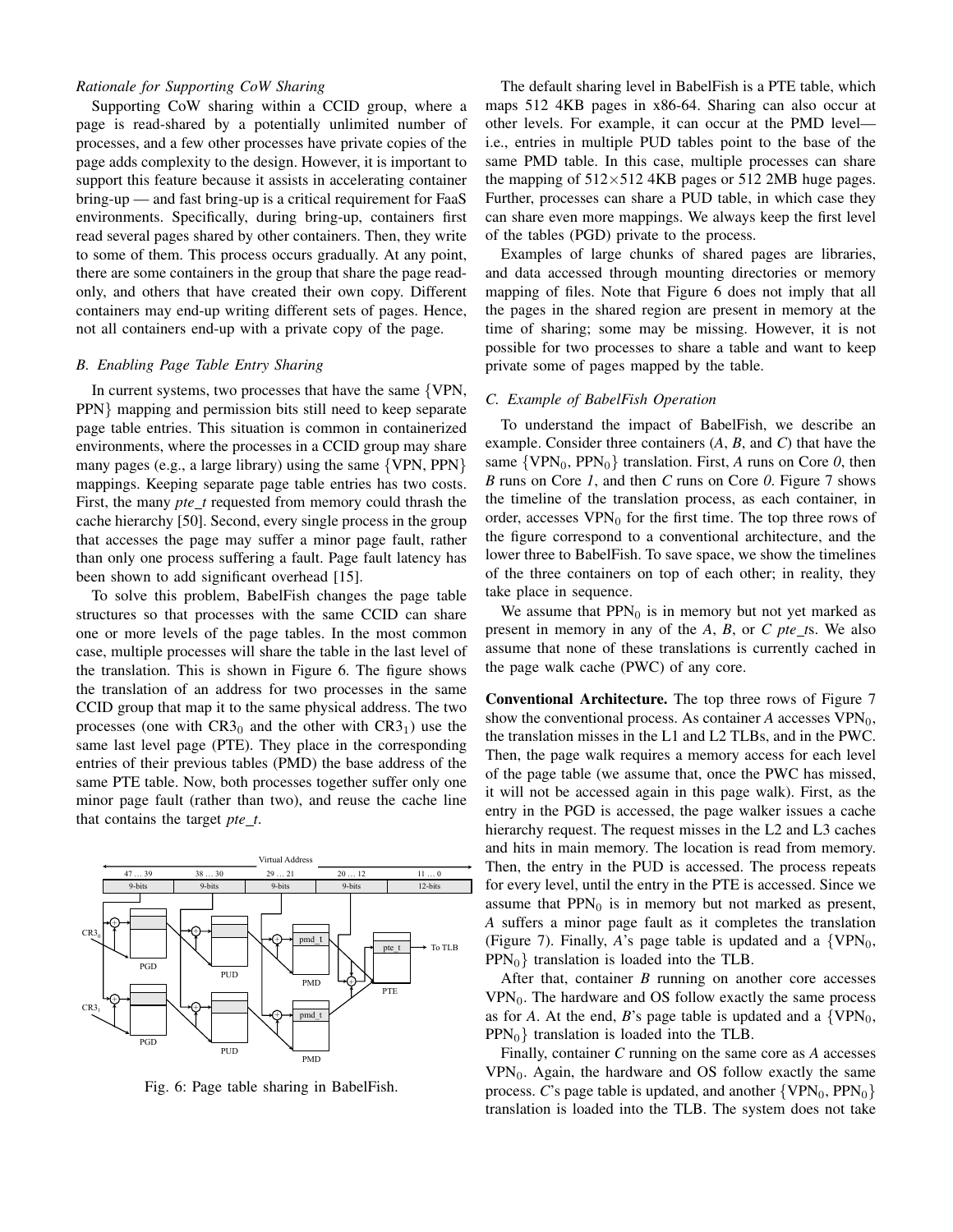*Rationale for Supporting CoW Sharing*

Supporting CoW sharing within a CCID group, where a page is read-shared by a potentially unlimited number of processes, and a few other processes have private copies of the page adds complexity to the design. However, it is important to support this feature because it assists in accelerating container bring-up — and fast bring-up is a critical requirement for FaaS environments. Specifically, during bring-up, containers first read several pages shared by other containers. Then, they write to some of them. This process occurs gradually. At any point, there are some containers in the group that share the page read-only, and others that have created their own copy. Different containers may end-up writing different sets of pages. Hence, not all containers end-up with a private copy of the page.

### B. Enabling Page Table Entry Sharing

In current systems, two processes that have the same {VPN, PPN} mapping and permission bits still need to keep separate page table entries. This situation is common in containerized environments, where the processes in a CCID group may share many pages (e.g., a large library) using the same {VPN, PPN} mappings. Keeping separate page table entries has two costs. First, the many *pte_t* requested from memory could thrash the cache hierarchy [50]. Second, every single process in the group that accesses the page may suffer a minor page fault, rather than only one process suffering a fault. Page fault latency has been shown to add significant overhead [15].

To solve this problem, BabelFish changes the page table structures so that processes with the same CCID can share one or more levels of the page tables. In the most common case, multiple processes will share the table in the last level of the translation. This is shown in Figure 6. The figure shows the translation of an address for two processes in the same CCID group that map it to the same physical address. The two processes (one with $CR3_0$ and the other with $CR3_1$) use the same last level page (PTE). They place in the corresponding entries of their previous tables (PMD) the base address of the same PTE table. Now, both processes together suffer only one minor page fault (rather than two), and reuse the cache line that contains the target *pte_t*.

Fig. 6: Page table sharing in BabelFish.

The default sharing level in BabelFish is a PTE table, which maps 512 4KB pages in x86-64. Sharing can also occur at other levels. For example, it can occur at the PMD level—i.e., entries in multiple PUD tables point to the base of the same PMD table. In this case, multiple processes can share the mapping of 512×512 4KB pages or 512 2MB huge pages. Further, processes can share a PUD table, in which case they can share even more mappings. We always keep the first level of the tables (PGD) private to the process.

Examples of large chunks of shared pages are libraries, and data accessed through mounting directories or memory mapping of files. Note that Figure 6 does not imply that all the pages in the shared region are present in memory at the time of sharing; some may be missing. However, it is not possible for two processes to share a table and want to keep private some of pages mapped by the table.

### C. Example of BabelFish Operation

To understand the impact of BabelFish, we describe an example. Consider three containers (*A*, *B*, and *C*) that have the same {$VPN_0$, $PPN_0$} translation. First, *A* runs on Core *0*, then *B* runs on Core *1*, and then *C* runs on Core *0*. Figure 7 shows the timeline of the translation process, as each container, in order, accesses $VPN_0$ for the first time. The top three rows of the figure correspond to a conventional architecture, and the lower three to BabelFish. To save space, we show the timelines of the three containers on top of each other; in reality, they take place in sequence.

We assume that $PPN_0$ is in memory but not yet marked as present in memory in any of the *A*, *B*, or *C* *pte_t*s. We also assume that none of these translations is currently cached in the page walk cache (PWC) of any core.

**Conventional Architecture.** The top three rows of Figure 7 show the conventional process. As container *A* accesses $VPN_0$, the translation misses in the L1 and L2 TLBs, and in the PWC. Then, the page walk requires a memory access for each level of the page table (we assume that, once the PWC has missed, it will not be accessed again in this page walk). First, as the entry in the PGD is accessed, the page walker issues a cache hierarchy request. The request misses in the L2 and L3 caches and hits in main memory. The location is read from memory. Then, the entry in the PUD is accessed. The process repeats for every level, until the entry in the PTE is accessed. Since we assume that $PPN_0$ is in memory but not marked as present, *A* suffers a minor page fault as it completes the translation (Figure 7). Finally, *A*'s page table is updated and a {$VPN_0$, $PPN_0$} translation is loaded into the TLB.

After that, container *B* running on another core accesses $VPN_0$. The hardware and OS follow exactly the same process as for *A*. At the end, *B*'s page table is updated and a {$VPN_0$, $PPN_0$} translation is loaded into the TLB.

Finally, container *C* running on the same core as *A* accesses $VPN_0$. Again, the hardware and OS follow exactly the same process. *C*'s page table is updated, and another {$VPN_0$, $PPN_0$} translation is loaded into the TLB. The system does not take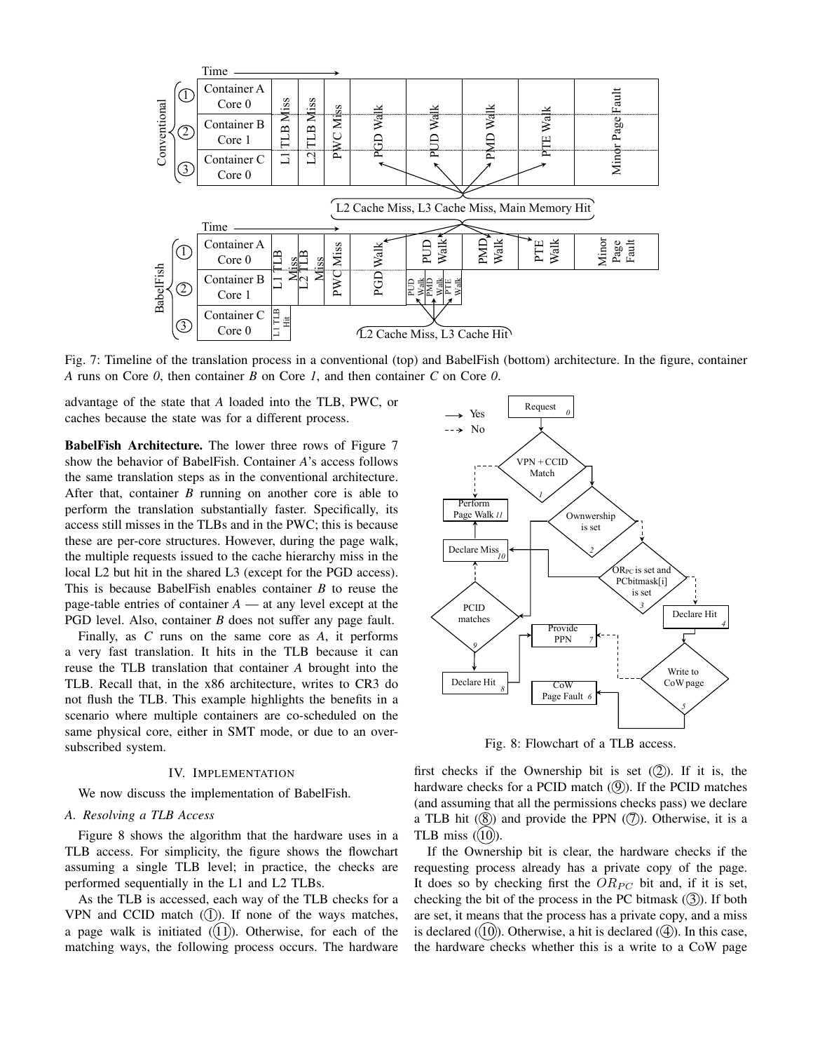Fig. 7: Timeline of the translation process in a conventional (top) and BabelFish (bottom) architecture. In the figure, container *A* runs on Core *0*, then container *B* on Core *1*, and then container *C* on Core *0*.

advantage of the state that *A* loaded into the TLB, PWC, or caches because the state was for a different process.

**BabelFish Architecture.** The lower three rows of Figure 7 show the behavior of BabelFish. Container *A*'s access follows the same translation steps as in the conventional architecture. After that, container *B* running on another core is able to perform the translation substantially faster. Specifically, its access still misses in the TLBs and in the PWC; this is because these are per-core structures. However, during the page walk, the multiple requests issued to the cache hierarchy miss in the local L2 but hit in the shared L3 (except for the PGD access). This is because BabelFish enables container *B* to reuse the page-table entries of container *A* — at any level except at the PGD level. Also, container *B* does not suffer any page fault.

Finally, as *C* runs on the same core as *A*, it performs a very fast translation. It hits in the TLB because it can reuse the TLB translation that container *A* brought into the TLB. Recall that, in the x86 architecture, writes to CR3 do not flush the TLB. This example highlights the benefits in a scenario where multiple containers are co-scheduled on the same physical core, either in SMT mode, or due to an over-subscribed system.

## IV. Implementation

We now discuss the implementation of BabelFish.

### A. Resolving a TLB Access

Figure 8 shows the algorithm that the hardware uses in a TLB access. For simplicity, the figure shows the flowchart assuming a single TLB level; in practice, the checks are performed sequentially in the L1 and L2 TLBs.

As the TLB is accessed, each way of the TLB checks for a VPN and CCID match (①). If none of the ways matches, a page walk is initiated (⑪). Otherwise, for each of the matching ways, the following process occurs. The hardware first checks if the Ownership bit is set (②). If it is, the hardware checks for a PCID match (⑨). If the PCID matches (and assuming that all the permissions checks pass) we declare a TLB hit (⑧) and provide the PPN (⑦). Otherwise, it is a TLB miss (⑩).

Fig. 8: Flowchart of a TLB access.

If the Ownership bit is clear, the hardware checks if the requesting process already has a private copy of the page. It does so by checking first the $OR_{PC}$ bit and, if it is set, checking the bit of the process in the PC bitmask (③). If both are set, it means that the process has a private copy, and a miss is declared (⑩). Otherwise, a hit is declared (④). In this case, the hardware checks whether this is a write to a CoW page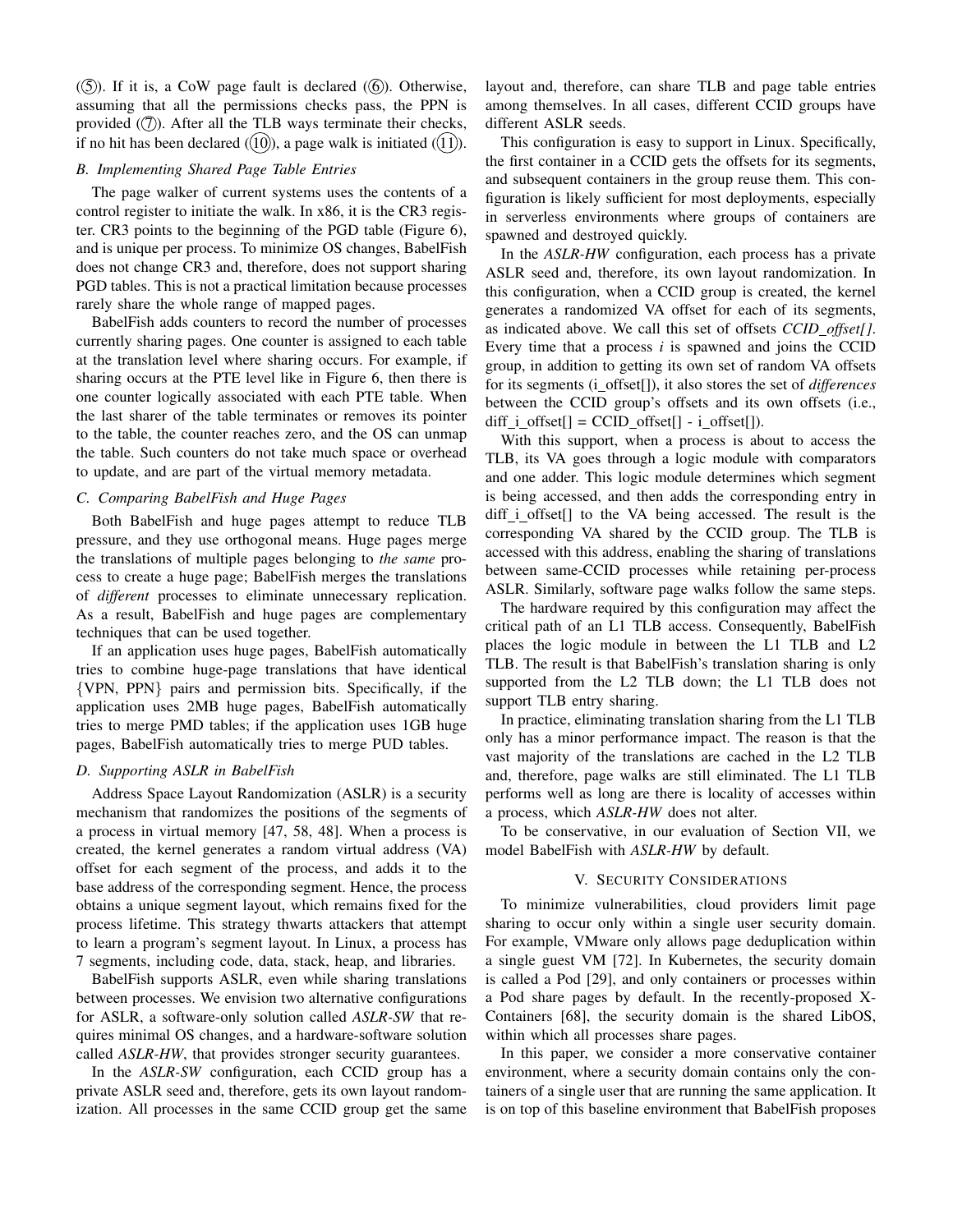(⑤). If it is, a CoW page fault is declared (⑥). Otherwise, assuming that all the permissions checks pass, the PPN is provided (⑦). After all the TLB ways terminate their checks, if no hit has been declared (⑩), a page walk is initiated (⑪).

### B. Implementing Shared Page Table Entries

The page walker of current systems uses the contents of a control register to initiate the walk. In x86, it is the CR3 register. CR3 points to the beginning of the PGD table (Figure 6), and is unique per process. To minimize OS changes, BabelFish does not change CR3 and, therefore, does not support sharing PGD tables. This is not a practical limitation because processes rarely share the whole range of mapped pages.

BabelFish adds counters to record the number of processes currently sharing pages. One counter is assigned to each table at the translation level where sharing occurs. For example, if sharing occurs at the PTE level like in Figure 6, then there is one counter logically associated with each PTE table. When the last sharer of the table terminates or removes its pointer to the table, the counter reaches zero, and the OS can unmap the table. Such counters do not take much space or overhead to update, and are part of the virtual memory metadata.

### C. Comparing BabelFish and Huge Pages

Both BabelFish and huge pages attempt to reduce TLB pressure, and they use orthogonal means. Huge pages merge the translations of multiple pages belonging to *the same* process to create a huge page; BabelFish merges the translations of *different* processes to eliminate unnecessary replication. As a result, BabelFish and huge pages are complementary techniques that can be used together.

If an application uses huge pages, BabelFish automatically tries to combine huge-page translations that have identical {VPN, PPN} pairs and permission bits. Specifically, if the application uses 2MB huge pages, BabelFish automatically tries to merge PMD tables; if the application uses 1GB huge pages, BabelFish automatically tries to merge PUD tables.

### D. Supporting ASLR in BabelFish

Address Space Layout Randomization (ASLR) is a security mechanism that randomizes the positions of the segments of a process in virtual memory [47, 58, 48]. When a process is created, the kernel generates a random virtual address (VA) offset for each segment of the process, and adds it to the base address of the corresponding segment. Hence, the process obtains a unique segment layout, which remains fixed for the process lifetime. This strategy thwarts attackers that attempt to learn a program's segment layout. In Linux, a process has 7 segments, including code, data, stack, heap, and libraries.

BabelFish supports ASLR, even while sharing translations between processes. We envision two alternative configurations for ASLR, a software-only solution called *ASLR-SW* that requires minimal OS changes, and a hardware-software solution called *ASLR-HW*, that provides stronger security guarantees.

In the *ASLR-SW* configuration, each CCID group has a private ASLR seed and, therefore, gets its own layout randomization. All processes in the same CCID group get the same layout and, therefore, can share TLB and page table entries among themselves. In all cases, different CCID groups have different ASLR seeds.

This configuration is easy to support in Linux. Specifically, the first container in a CCID gets the offsets for its segments, and subsequent containers in the group reuse them. This configuration is likely sufficient for most deployments, especially in serverless environments where groups of containers are spawned and destroyed quickly.

In the *ASLR-HW* configuration, each process has a private ASLR seed and, therefore, its own layout randomization. In this configuration, when a CCID group is created, the kernel generates a randomized VA offset for each of its segments, as indicated above. We call this set of offsets *CCID_offset[]*. Every time that a process *i* is spawned and joins the CCID group, in addition to getting its own set of random VA offsets for its segments (i_offset[]), it also stores the set of *differences* between the CCID group's offsets and its own offsets (i.e., diff_i_offset[] = CCID_offset[] - i_offset[]).

With this support, when a process is about to access the TLB, its VA goes through a logic module with comparators and one adder. This logic module determines which segment is being accessed, and then adds the corresponding entry in diff_i_offset[] to the VA being accessed. The result is the corresponding VA shared by the CCID group. The TLB is accessed with this address, enabling the sharing of translations between same-CCID processes while retaining per-process ASLR. Similarly, software page walks follow the same steps.

The hardware required by this configuration may affect the critical path of an L1 TLB access. Consequently, BabelFish places the logic module in between the L1 TLB and L2 TLB. The result is that BabelFish's translation sharing is only supported from the L2 TLB down; the L1 TLB does not support TLB entry sharing.

In practice, eliminating translation sharing from the L1 TLB only has a minor performance impact. The reason is that the vast majority of the translations are cached in the L2 TLB and, therefore, page walks are still eliminated. The L1 TLB performs well as long are there is locality of accesses within a process, which *ASLR-HW* does not alter.

To be conservative, in our evaluation of Section VII, we model BabelFish with *ASLR-HW* by default.

## V. Security Considerations

To minimize vulnerabilities, cloud providers limit page sharing to occur only within a single user security domain. For example, VMware only allows page deduplication within a single guest VM [72]. In Kubernetes, the security domain is called a Pod [29], and only containers or processes within a Pod share pages by default. In the recently-proposed X-Containers [68], the security domain is the shared LibOS, within which all processes share pages.

In this paper, we consider a more conservative container environment, where a security domain contains only the containers of a single user that are running the same application. It is on top of this baseline environment that BabelFish proposes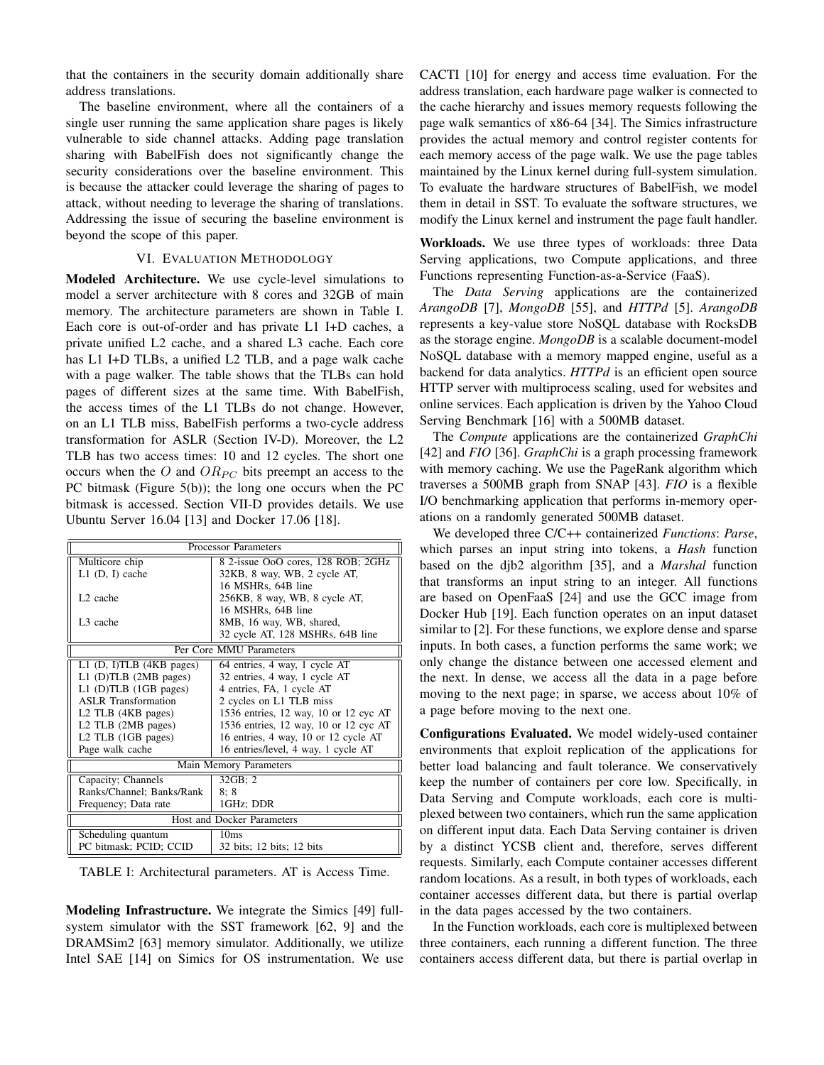that the containers in the security domain additionally share address translations.

The baseline environment, where all the containers of a single user running the same application share pages is likely vulnerable to side channel attacks. Adding page translation sharing with BabelFish does not significantly change the security considerations over the baseline environment. This is because the attacker could leverage the sharing of pages to attack, without needing to leverage the sharing of translations. Addressing the issue of securing the baseline environment is beyond the scope of this paper.

## VI. Evaluation Methodology

**Modeled Architecture.** We use cycle-level simulations to model a server architecture with 8 cores and 32GB of main memory. The architecture parameters are shown in Table I. Each core is out-of-order and has private L1 I+D caches, a private unified L2 cache, and a shared L3 cache. Each core has L1 I+D TLBs, a unified L2 TLB, and a page walk cache with a page walker. The table shows that the TLBs can hold pages of different sizes at the same time. With BabelFish, the access times of the L1 TLBs do not change. However, on an L1 TLB miss, BabelFish performs a two-cycle address transformation for ASLR (Section IV-D). Moreover, the L2 TLB has two access times: 10 and 12 cycles. The short one occurs when the $O$ and $OR_{PC}$ bits preempt an access to the PC bitmask (Figure 5(b)); the long one occurs when the PC bitmask is accessed. Section VII-D provides details. We use Ubuntu Server 16.04 [13] and Docker 17.06 [18].

| Processor Parameters | |
|---|---|
| Multicore chip | 8 2-issue OoO cores, 128 ROB; 2GHz |
| L1 (D, I) cache | 32KB, 8 way, WB, 2 cycle AT, 16 MSHRs, 64B line |
| L2 cache | 256KB, 8 way, WB, 8 cycle AT, 16 MSHRs, 64B line |
| L3 cache | 8MB, 16 way, WB, shared, 32 cycle AT, 128 MSHRs, 64B line |
| **Per Core MMU Parameters** | |
| L1 (D, I)TLB (4KB pages) | 64 entries, 4 way, 1 cycle AT |
| L1 (D)TLB (2MB pages) | 32 entries, 4 way, 1 cycle AT |
| L1 (D)TLB (1GB pages) | 4 entries, FA, 1 cycle AT |
| ASLR Transformation | 2 cycles on L1 TLB miss |
| L2 TLB (4KB pages) | 1536 entries, 12 way, 10 or 12 cyc AT |
| L2 TLB (2MB pages) | 1536 entries, 12 way, 10 or 12 cyc AT |
| L2 TLB (1GB pages) | 16 entries, 4 way, 10 or 12 cycle AT |
| Page walk cache | 16 entries/level, 4 way, 1 cycle AT |
| **Main Memory Parameters** | |
| Capacity; Channels | 32GB; 2 |
| Ranks/Channel; Banks/Rank | 8; 8 |
| Frequency; Data rate | 1GHz; DDR |
| **Host and Docker Parameters** | |
| Scheduling quantum | 10ms |
| PC bitmask; PCID; CCID | 32 bits; 12 bits; 12 bits |

TABLE I: Architectural parameters. AT is Access Time.

**Modeling Infrastructure.** We integrate the Simics [49] full-system simulator with the SST framework [62, 9] and the DRAMSim2 [63] memory simulator. Additionally, we utilize Intel SAE [14] on Simics for OS instrumentation. We use CACTI [10] for energy and access time evaluation. For the address translation, each hardware page walker is connected to the cache hierarchy and issues memory requests following the page walk semantics of x86-64 [34]. The Simics infrastructure provides the actual memory and control register contents for each memory access of the page walk. We use the page tables maintained by the Linux kernel during full-system simulation. To evaluate the hardware structures of BabelFish, we model them in detail in SST. To evaluate the software structures, we modify the Linux kernel and instrument the page fault handler.

**Workloads.** We use three types of workloads: three Data Serving applications, two Compute applications, and three Functions representing Function-as-a-Service (FaaS).

The *Data Serving* applications are the containerized *ArangoDB* [7], *MongoDB* [55], and *HTTPd* [5]. *ArangoDB* represents a key-value store NoSQL database with RocksDB as the storage engine. *MongoDB* is a scalable document-model NoSQL database with a memory mapped engine, useful as a backend for data analytics. *HTTPd* is an efficient open source HTTP server with multiprocess scaling, used for websites and online services. Each application is driven by the Yahoo Cloud Serving Benchmark [16] with a 500MB dataset.

The *Compute* applications are the containerized *GraphChi* [42] and *FIO* [36]. *GraphChi* is a graph processing framework with memory caching. We use the PageRank algorithm which traverses a 500MB graph from SNAP [43]. *FIO* is a flexible I/O benchmarking application that performs in-memory operations on a randomly generated 500MB dataset.

We developed three C/C++ containerized *Functions*: *Parse*, which parses an input string into tokens, a *Hash* function based on the djb2 algorithm [35], and a *Marshal* function that transforms an input string to an integer. All functions are based on OpenFaaS [24] and use the GCC image from Docker Hub [19]. Each function operates on an input dataset similar to [2]. For these functions, we explore dense and sparse inputs. In both cases, a function performs the same work; we only change the distance between one accessed element and the next. In dense, we access all the data in a page before moving to the next page; in sparse, we access about 10% of a page before moving to the next one.

**Configurations Evaluated.** We model widely-used container environments that exploit replication of the applications for better load balancing and fault tolerance. We conservatively keep the number of containers per core low. Specifically, in Data Serving and Compute workloads, each core is multiplexed between two containers, which run the same application on different input data. Each Data Serving container is driven by a distinct YCSB client and, therefore, serves different requests. Similarly, each Compute container accesses different random locations. As a result, in both types of workloads, each container accesses different data, but there is partial overlap in the data pages accessed by the two containers.

In the Function workloads, each core is multiplexed between three containers, each running a different function. The three containers access different data, but there is partial overlap in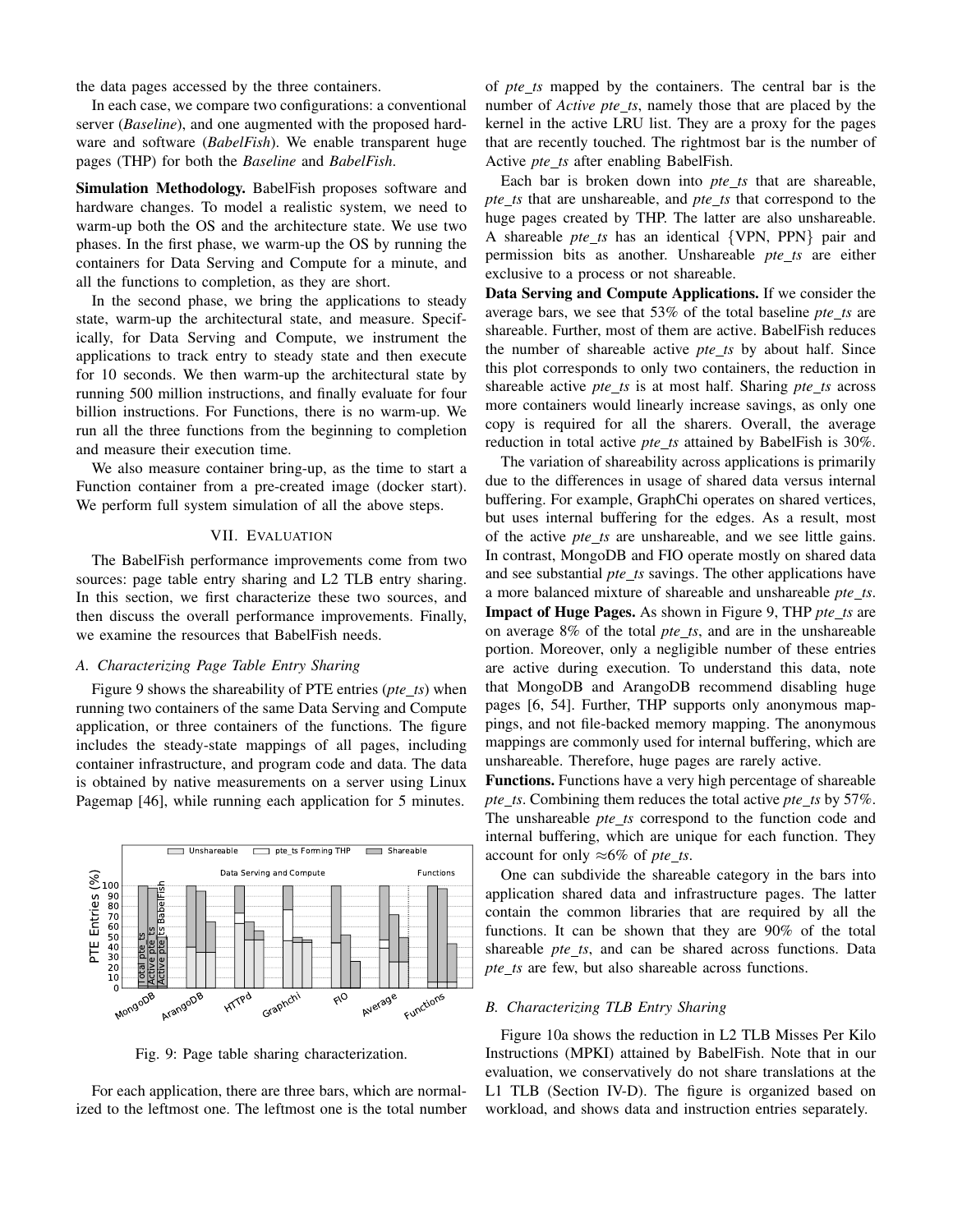the data pages accessed by the three containers.

In each case, we compare two configurations: a conventional server (*Baseline*), and one augmented with the proposed hardware and software (*BabelFish*). We enable transparent huge pages (THP) for both the *Baseline* and *BabelFish*.

**Simulation Methodology.** BabelFish proposes software and hardware changes. To model a realistic system, we need to warm-up both the OS and the architecture state. We use two phases. In the first phase, we warm-up the OS by running the containers for Data Serving and Compute for a minute, and all the functions to completion, as they are short.

In the second phase, we bring the applications to steady state, warm-up the architectural state, and measure. Specifically, for Data Serving and Compute, we instrument the applications to track entry to steady state and then execute for 10 seconds. We then warm-up the architectural state by running 500 million instructions, and finally evaluate for four billion instructions. For Functions, there is no warm-up. We run all the three functions from the beginning to completion and measure their execution time.

We also measure container bring-up, as the time to start a Function container from a pre-created image (docker start). We perform full system simulation of all the above steps.

## VII. Evaluation

The BabelFish performance improvements come from two sources: page table entry sharing and L2 TLB entry sharing. In this section, we first characterize these two sources, and then discuss the overall performance improvements. Finally, we examine the resources that BabelFish needs.

### A. Characterizing Page Table Entry Sharing

Figure 9 shows the shareability of PTE entries (*pte_ts*) when running two containers of the same Data Serving and Compute application, or three containers of the functions. The figure includes the steady-state mappings of all pages, including container infrastructure, and program code and data. The data is obtained by native measurements on a server using Linux Pagemap [46], while running each application for 5 minutes.

Fig. 9: Page table sharing characterization.

For each application, there are three bars, which are normalized to the leftmost one. The leftmost one is the total number of *pte_ts* mapped by the containers. The central bar is the number of *Active pte_ts*, namely those that are placed by the kernel in the active LRU list. They are a proxy for the pages that are recently touched. The rightmost bar is the number of Active *pte_ts* after enabling BabelFish.

Each bar is broken down into *pte_ts* that are shareable, *pte_ts* that are unshareable, and *pte_ts* that correspond to the huge pages created by THP. The latter are also unshareable. A shareable *pte_ts* has an identical {VPN, PPN} pair and permission bits as another. Unshareable *pte_ts* are either exclusive to a process or not shareable.

**Data Serving and Compute Applications.** If we consider the average bars, we see that 53% of the total baseline *pte_ts* are shareable. Further, most of them are active. BabelFish reduces the number of shareable active *pte_ts* by about half. Since this plot corresponds to only two containers, the reduction in shareable active *pte_ts* is at most half. Sharing *pte_ts* across more containers would linearly increase savings, as only one copy is required for all the sharers. Overall, the average reduction in total active *pte_ts* attained by BabelFish is 30%.

The variation of shareability across applications is primarily due to the differences in usage of shared data versus internal buffering. For example, GraphChi operates on shared vertices, but uses internal buffering for the edges. As a result, most of the active *pte_ts* are unshareable, and we see little gains. In contrast, MongoDB and FIO operate mostly on shared data and see substantial *pte_ts* savings. The other applications have a more balanced mixture of shareable and unshareable *pte_ts*.

**Impact of Huge Pages.** As shown in Figure 9, THP *pte_ts* are on average 8% of the total *pte_ts*, and are in the unshareable portion. Moreover, only a negligible number of these entries are active during execution. To understand this data, note that MongoDB and ArangoDB recommend disabling huge pages [6, 54]. Further, THP supports only anonymous mappings, and not file-backed memory mapping. The anonymous mappings are commonly used for internal buffering, which are unshareable. Therefore, huge pages are rarely active.

**Functions.** Functions have a very high percentage of shareable *pte_ts*. Combining them reduces the total active *pte_ts* by 57%. The unshareable *pte_ts* correspond to the function code and internal buffering, which are unique for each function. They account for only ≈6% of *pte_ts*.

One can subdivide the shareable category in the bars into application shared data and infrastructure pages. The latter contain the common libraries that are required by all the functions. It can be shown that they are 90% of the total shareable *pte_ts*, and can be shared across functions. Data *pte_ts* are few, but also shareable across functions.

### B. Characterizing TLB Entry Sharing

Figure 10a shows the reduction in L2 TLB Misses Per Kilo Instructions (MPKI) attained by BabelFish. Note that in our evaluation, we conservatively do not share translations at the L1 TLB (Section IV-D). The figure is organized based on workload, and shows data and instruction entries separately.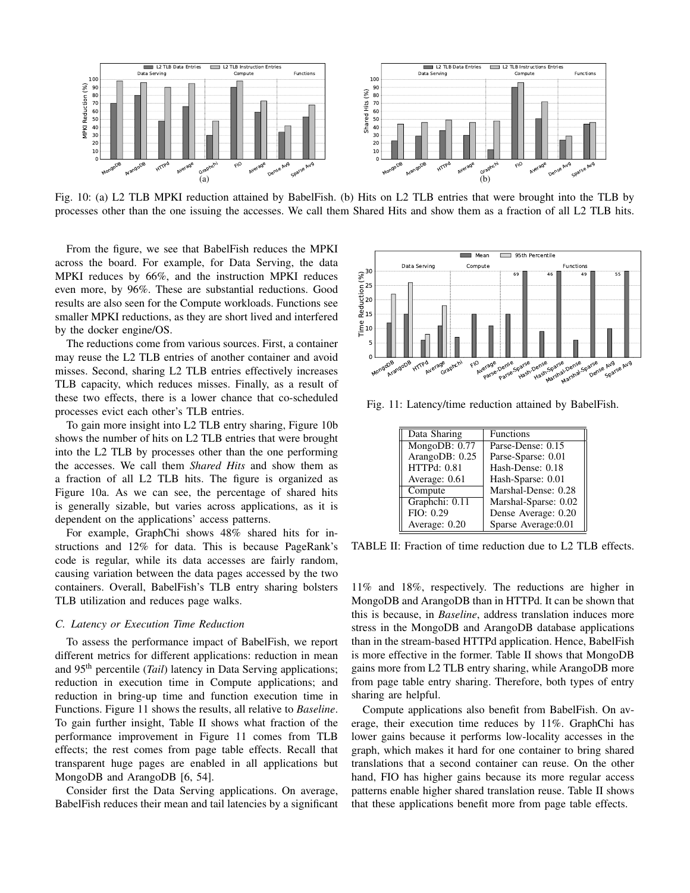Fig. 10: (a) L2 TLB MPKI reduction attained by BabelFish. (b) Hits on L2 TLB entries that were brought into the TLB by processes other than the one issuing the accesses. We call them Shared Hits and show them as a fraction of all L2 TLB hits.

From the figure, we see that BabelFish reduces the MPKI across the board. For example, for Data Serving, the data MPKI reduces by 66%, and the instruction MPKI reduces even more, by 96%. These are substantial reductions. Good results are also seen for the Compute workloads. Functions see smaller MPKI reductions, as they are short lived and interfered by the docker engine/OS.

The reductions come from various sources. First, a container may reuse the L2 TLB entries of another container and avoid misses. Second, sharing L2 TLB entries effectively increases TLB capacity, which reduces misses. Finally, as a result of these two effects, there is a lower chance that co-scheduled processes evict each other's TLB entries.

To gain more insight into L2 TLB entry sharing, Figure 10b shows the number of hits on L2 TLB entries that were brought into the L2 TLB by processes other than the one performing the accesses. We call them *Shared Hits* and show them as a fraction of all L2 TLB hits. The figure is organized as Figure 10a. As we can see, the percentage of shared hits is generally sizable, but varies across applications, as it is dependent on the applications' access patterns.

For example, GraphChi shows 48% shared hits for instructions and 12% for data. This is because PageRank's code is regular, while its data accesses are fairly random, causing variation between the data pages accessed by the two containers. Overall, BabelFish's TLB entry sharing bolsters TLB utilization and reduces page walks.

### C. Latency or Execution Time Reduction

To assess the performance impact of BabelFish, we report different metrics for different applications: reduction in mean and 95th percentile (*Tail*) latency in Data Serving applications; reduction in execution time in Compute applications; and reduction in bring-up time and function execution time in Functions. Figure 11 shows the results, all relative to *Baseline*. To gain further insight, Table II shows what fraction of the performance improvement in Figure 11 comes from TLB effects; the rest comes from page table effects. Recall that transparent huge pages are enabled in all applications but MongoDB and ArangoDB [6, 54].

Consider first the Data Serving applications. On average, BabelFish reduces their mean and tail latencies by a significant 11% and 18%, respectively. The reductions are higher in MongoDB and ArangoDB than in HTTPd. It can be shown that this is because, in *Baseline*, address translation induces more stress in the MongoDB and ArangoDB database applications than in the stream-based HTTPd application. Hence, BabelFish is more effective in the former. Table II shows that MongoDB gains more from L2 TLB entry sharing, while ArangoDB more from page table entry sharing. Therefore, both types of entry sharing are helpful.

Compute applications also benefit from BabelFish. On average, their execution time reduces by 11%. GraphChi has lower gains because it performs low-locality accesses in the graph, which makes it hard for one container to bring shared translations that a second container can reuse. On the other hand, FIO has higher gains because its more regular access patterns enable higher shared translation reuse. Table II shows that these applications benefit more from page table effects.

Fig. 11: Latency/time reduction attained by BabelFish.

| Data Sharing | Functions |
|---|---|
| MongoDB: 0.77 | Parse-Dense: 0.15 |
| ArangoDB: 0.25 | Parse-Sparse: 0.01 |
| HTTPd: 0.81 | Hash-Dense: 0.18 |
| Average: 0.61 | Hash-Sparse: 0.01 |
| **Compute** | Marshal-Dense: 0.28 |
| Graphchi: 0.11 | Marshal-Sparse: 0.02 |
| FIO: 0.29 | Dense Average: 0.20 |
| Average: 0.20 | Sparse Average:0.01 |

TABLE II: Fraction of time reduction due to L2 TLB effects.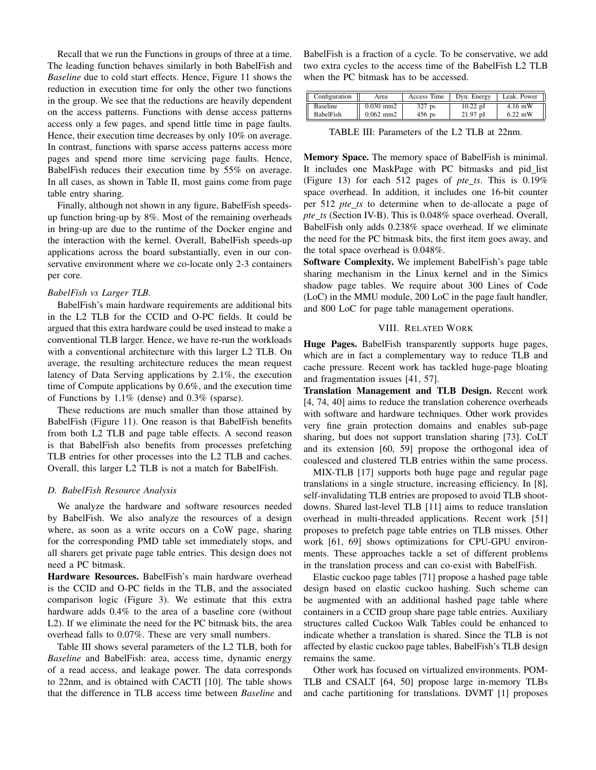Recall that we run the Functions in groups of three at a time. The leading function behaves similarly in both BabelFish and *Baseline* due to cold start effects. Hence, Figure 11 shows the reduction in execution time for only the other two functions in the group. We see that the reductions are heavily dependent on the access patterns. Functions with dense access patterns access only a few pages, and spend little time in page faults. Hence, their execution time decreases by only 10% on average. In contrast, functions with sparse access patterns access more pages and spend more time servicing page faults. Hence, BabelFish reduces their execution time by 55% on average. In all cases, as shown in Table II, most gains come from page table entry sharing.

Finally, although not shown in any figure, BabelFish speeds-up function bring-up by 8%. Most of the remaining overheads in bring-up are due to the runtime of the Docker engine and the interaction with the kernel. Overall, BabelFish speeds-up applications across the board substantially, even in our conservative environment where we co-locate only 2-3 containers per core.

*BabelFish vs Larger TLB.*

BabelFish's main hardware requirements are additional bits in the L2 TLB for the CCID and O-PC fields. It could be argued that this extra hardware could be used instead to make a conventional TLB larger. Hence, we have re-run the workloads with a conventional architecture with this larger L2 TLB. On average, the resulting architecture reduces the mean request latency of Data Serving applications by 2.1%, the execution time of Compute applications by 0.6%, and the execution time of Functions by 1.1% (dense) and 0.3% (sparse).

These reductions are much smaller than those attained by BabelFish (Figure 11). One reason is that BabelFish benefits from both L2 TLB and page table effects. A second reason is that BabelFish also benefits from processes prefetching TLB entries for other processes into the L2 TLB and caches. Overall, this larger L2 TLB is not a match for BabelFish.

### D. BabelFish Resource Analysis

We analyze the hardware and software resources needed by BabelFish. We also analyze the resources of a design where, as soon as a write occurs on a CoW page, sharing for the corresponding PMD table set immediately stops, and all sharers get private page table entries. This design does not need a PC bitmask.

**Hardware Resources.** BabelFish's main hardware overhead is the CCID and O-PC fields in the TLB, and the associated comparison logic (Figure 3). We estimate that this extra hardware adds 0.4% to the area of a baseline core (without L2). If we eliminate the need for the PC bitmask bits, the area overhead falls to 0.07%. These are very small numbers.

Table III shows several parameters of the L2 TLB, both for *Baseline* and BabelFish: area, access time, dynamic energy of a read access, and leakage power. The data corresponds to 22nm, and is obtained with CACTI [10]. The table shows that the difference in TLB access time between *Baseline* and BabelFish is a fraction of a cycle. To be conservative, we add two extra cycles to the access time of the BabelFish L2 TLB when the PC bitmask has to be accessed.

| Configuration | Area | Access Time | Dyn. Energy | Leak. Power |
|---|---|---|---|---|
| Baseline | 0.030 mm2 | 327 ps | 10.22 pJ | 4.16 mW |
| BabelFish | 0.062 mm2 | 456 ps | 21.97 pJ | 6.22 mW |

TABLE III: Parameters of the L2 TLB at 22nm.

**Memory Space.** The memory space of BabelFish is minimal. It includes one MaskPage with PC bitmasks and pid_list (Figure 13) for each 512 pages of *pte_ts*. This is 0.19% space overhead. In addition, it includes one 16-bit counter per 512 *pte_ts* to determine when to de-allocate a page of *pte_ts* (Section IV-B). This is 0.048% space overhead. Overall, BabelFish only adds 0.238% space overhead. If we eliminate the need for the PC bitmask bits, the first item goes away, and the total space overhead is 0.048%.

**Software Complexity.** We implement BabelFish's page table sharing mechanism in the Linux kernel and in the Simics shadow page tables. We require about 300 Lines of Code (LoC) in the MMU module, 200 LoC in the page fault handler, and 800 LoC for page table management operations.

## VIII. Related Work

**Huge Pages.** BabelFish transparently supports huge pages, which are in fact a complementary way to reduce TLB and cache pressure. Recent work has tackled huge-page bloating and fragmentation issues [41, 57].

**Translation Management and TLB Design.** Recent work [4, 74, 40] aims to reduce the translation coherence overheads with software and hardware techniques. Other work provides very fine grain protection domains and enables sub-page sharing, but does not support translation sharing [73]. CoLT and its extension [60, 59] propose the orthogonal idea of coalesced and clustered TLB entries within the same process.

MIX-TLB [17] supports both huge page and regular page translations in a single structure, increasing efficiency. In [8], self-invalidating TLB entries are proposed to avoid TLB shootdowns. Shared last-level TLB [11] aims to reduce translation overhead in multi-threaded applications. Recent work [51] proposes to prefetch page table entries on TLB misses. Other work [61, 69] shows optimizations for CPU-GPU environments. These approaches tackle a set of different problems in the translation process and can co-exist with BabelFish.

Elastic cuckoo page tables [71] propose a hashed page table design based on elastic cuckoo hashing. Such scheme can be augmented with an additional hashed page table where containers in a CCID group share page table entries. Auxiliary structures called Cuckoo Walk Tables could be enhanced to indicate whether a translation is shared. Since the TLB is not affected by elastic cuckoo page tables, BabelFish's TLB design remains the same.

Other work has focused on virtualized environments. POM-TLB and CSALT [64, 50] propose large in-memory TLBs and cache partitioning for translations. DVMT [1] proposes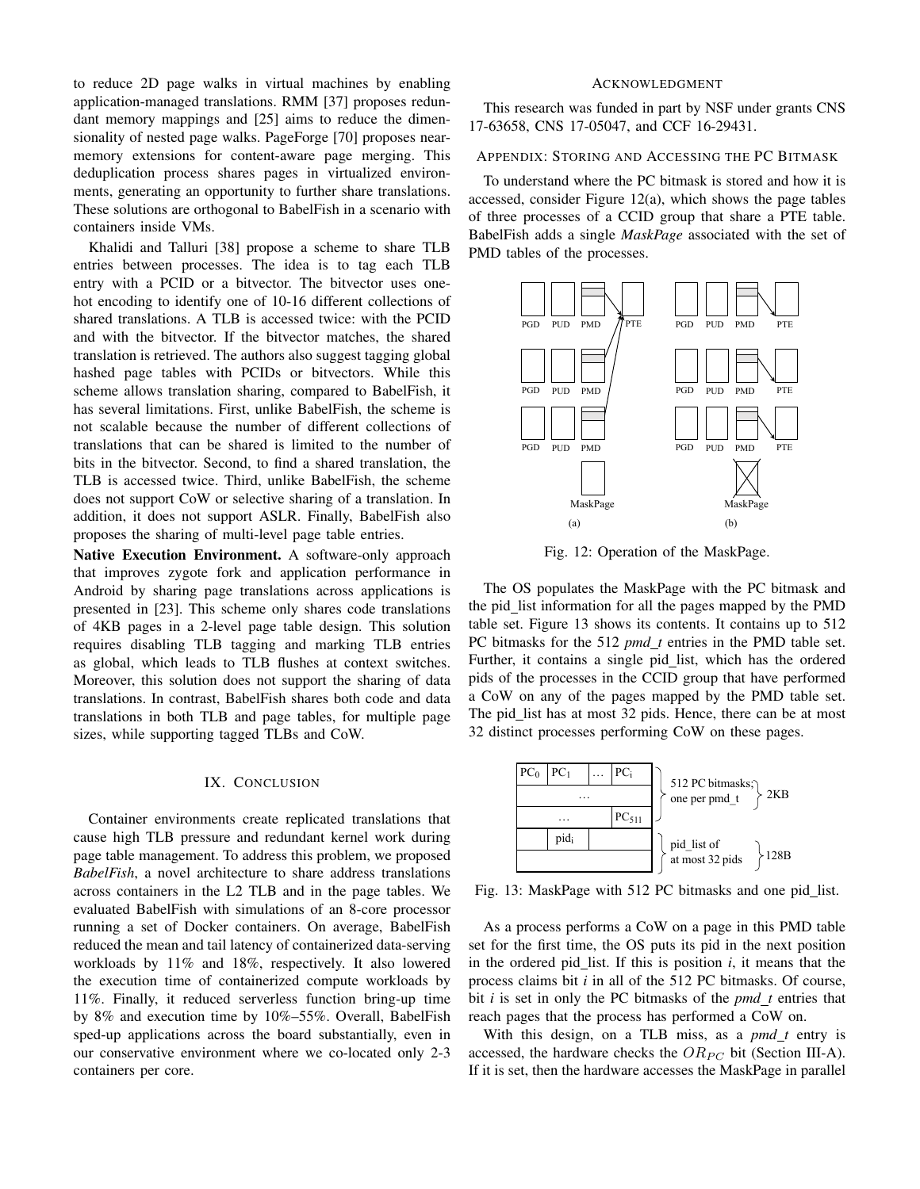to reduce 2D page walks in virtual machines by enabling application-managed translations. RMM [37] proposes redundant memory mappings and [25] aims to reduce the dimensionality of nested page walks. PageForge [70] proposes near-memory extensions for content-aware page merging. This deduplication process shares pages in virtualized environments, generating an opportunity to further share translations. These solutions are orthogonal to BabelFish in a scenario with containers inside VMs.

Khalidi and Talluri [38] propose a scheme to share TLB entries between processes. The idea is to tag each TLB entry with a PCID or a bitvector. The bitvector uses one-hot encoding to identify one of 10-16 different collections of shared translations. A TLB is accessed twice: with the PCID and with the bitvector. If the bitvector matches, the shared translation is retrieved. The authors also suggest tagging global hashed page tables with PCIDs or bitvectors. While this scheme allows translation sharing, compared to BabelFish, it has several limitations. First, unlike BabelFish, the scheme is not scalable because the number of different collections of translations that can be shared is limited to the number of bits in the bitvector. Second, to find a shared translation, the TLB is accessed twice. Third, unlike BabelFish, the scheme does not support CoW or selective sharing of a translation. In addition, it does not support ASLR. Finally, BabelFish also proposes the sharing of multi-level page table entries.

**Native Execution Environment.** A software-only approach that improves zygote fork and application performance in Android by sharing page translations across applications is presented in [23]. This scheme only shares code translations of 4KB pages in a 2-level page table design. This solution requires disabling TLB tagging and marking TLB entries as global, which leads to TLB flushes at context switches. Moreover, this solution does not support the sharing of data translations. In contrast, BabelFish shares both code and data translations in both TLB and page tables, for multiple page sizes, while supporting tagged TLBs and CoW.

## IX. Conclusion

Container environments create replicated translations that cause high TLB pressure and redundant kernel work during page table management. To address this problem, we proposed *BabelFish*, a novel architecture to share address translations across containers in the L2 TLB and in the page tables. We evaluated BabelFish with simulations of an 8-core processor running a set of Docker containers. On average, BabelFish reduced the mean and tail latency of containerized data-serving workloads by 11% and 18%, respectively. It also lowered the execution time of containerized compute workloads by 11%. Finally, it reduced serverless function bring-up time by 8% and execution time by 10%–55%. Overall, BabelFish sped-up applications across the board substantially, even in our conservative environment where we co-located only 2-3 containers per core.

## Acknowledgment

This research was funded in part by NSF under grants CNS 17-63658, CNS 17-05047, and CCF 16-29431.

## Appendix: Storing and Accessing the PC Bitmask

To understand where the PC bitmask is stored and how it is accessed, consider Figure 12(a), which shows the page tables of three processes of a CCID group that share a PTE table. BabelFish adds a single *MaskPage* associated with the set of PMD tables of the processes.

Fig. 12: Operation of the MaskPage.

The OS populates the MaskPage with the PC bitmask and the pid_list information for all the pages mapped by the PMD table set. Figure 13 shows its contents. It contains up to 512 PC bitmasks for the 512 *pmd_t* entries in the PMD table set. Further, it contains a single pid_list, which has the ordered pids of the processes in the CCID group that have performed a CoW on any of the pages mapped by the PMD table set. The pid_list has at most 32 pids. Hence, there can be at most 32 distinct processes performing CoW on these pages.

Fig. 13: MaskPage with 512 PC bitmasks and one pid_list.

As a process performs a CoW on a page in this PMD table set for the first time, the OS puts its pid in the next position in the ordered pid_list. If this is position *i*, it means that the process claims bit *i* in all of the 512 PC bitmasks. Of course, bit *i* is set in only the PC bitmasks of the *pmd_t* entries that reach pages that the process has performed a CoW on.

With this design, on a TLB miss, as a *pmd_t* entry is accessed, the hardware checks the $OR_{PC}$ bit (Section III-A). If it is set, then the hardware accesses the MaskPage in parallel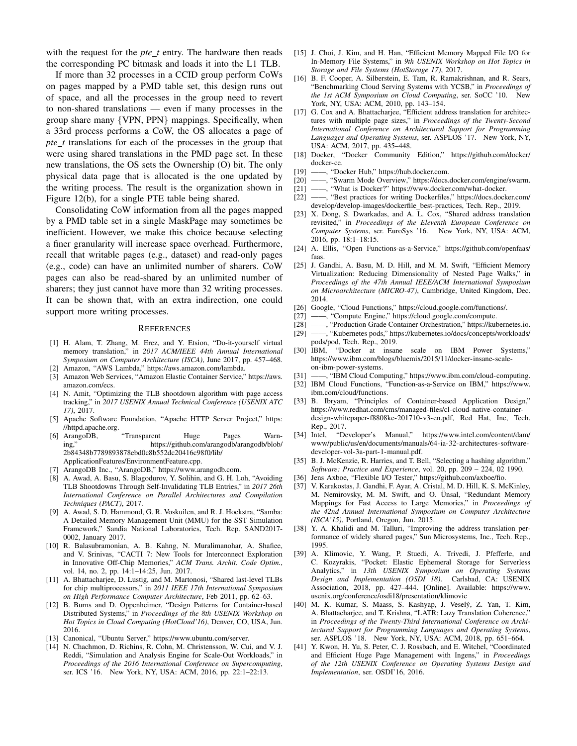with the request for the *pte_t* entry. The hardware then reads the corresponding PC bitmask and loads it into the L1 TLB.

If more than 32 processes in a CCID group perform CoWs on pages mapped by a PMD table set, this design runs out of space, and all the processes in the group need to revert to non-shared translations — even if many processes in the group share many {VPN, PPN} mappings. Specifically, when a 33rd process performs a CoW, the OS allocates a page of *pte_t* translations for each of the processes in the group that were using shared translations in the PMD page set. In these new translations, the OS sets the Ownership (O) bit. The only physical data page that is allocated is the one updated by the writing process. The result is the organization shown in Figure 12(b), for a single PTE table being shared.

Consolidating CoW information from all the pages mapped by a PMD table set in a single MaskPage may sometimes be inefficient. However, we make this choice because selecting a finer granularity will increase space overhead. Furthermore, recall that writable pages (e.g., dataset) and read-only pages (e.g., code) can have an unlimited number of sharers. CoW pages can also be read-shared by an unlimited number of sharers; they just cannot have more than 32 writing processes. It can be shown that, with an extra indirection, one could support more writing processes.

## References

[1] H. Alam, T. Zhang, M. Erez, and Y. Etsion, "Do-it-yourself virtual memory translation," in *2017 ACM/IEEE 44th Annual International Symposium on Computer Architecture (ISCA)*, June 2017, pp. 457–468.

[2] Amazon, "AWS Lambda," https://aws.amazon.com/lambda.

[3] Amazon Web Services, "Amazon Elastic Container Service," https://aws.amazon.com/ecs.

[4] N. Amit, "Optimizing the TLB shootdown algorithm with page access tracking," in *2017 USENIX Annual Technical Conference (USENIX ATC 17)*, 2017.

[5] Apache Software Foundation, "Apache HTTP Server Project," https://httpd.apache.org.

[6] ArangoDB, "Transparent Huge Pages Warning," https://github.com/arangodb/arangodb/blob/2b84348b7789893878ebd0c8b552dc20416c98f0/lib/ApplicationFeatures/EnvironmentFeature.cpp.

[7] ArangoDB Inc., "ArangoDB," https://www.arangodb.com.

[8] A. Awad, A. Basu, S. Blagodurov, Y. Solihin, and G. H. Loh, "Avoiding TLB Shootdowns Through Self-Invalidating TLB Entries," in *2017 26th International Conference on Parallel Architectures and Compilation Techniques (PACT)*, 2017.

[9] A. Awad, S. D. Hammond, G. R. Voskuilen, and R. J. Hoekstra, "Samba: A Detailed Memory Management Unit (MMU) for the SST Simulation Framework," Sandia National Laboratories, Tech. Rep. SAND2017-0002, January 2017.

[10] R. Balasubramonian, A. B. Kahng, N. Muralimanohar, A. Shafiee, and V. Srinivas, "CACTI 7: New Tools for Interconnect Exploration in Innovative Off-Chip Memories," *ACM Trans. Archit. Code Optim.*, vol. 14, no. 2, pp. 14:1–14:25, Jun. 2017.

[11] A. Bhattacharjee, D. Lustig, and M. Martonosi, "Shared last-level TLBs for chip multiprocessors," in *2011 IEEE 17th International Symposium on High Performance Computer Architecture*, Feb 2011, pp. 62–63.

[12] B. Burns and D. Oppenheimer, "Design Patterns for Container-based Distributed Systems," in *Proceedings of the 8th USENIX Workshop on Hot Topics in Cloud Computing (HotCloud'16)*, Denver, CO, USA, Jun. 2016.

[13] Canonical, "Ubuntu Server," https://www.ubuntu.com/server.

[14] N. Chachmon, D. Richins, R. Cohn, M. Christensson, W. Cui, and V. J. Reddi, "Simulation and Analysis Engine for Scale-Out Workloads," in *Proceedings of the 2016 International Conference on Supercomputing*, ser. ICS '16. New York, NY, USA: ACM, 2016, pp. 22:1–22:13.

[15] J. Choi, J. Kim, and H. Han, "Efficient Memory Mapped File I/O for In-Memory File Systems," in *9th USENIX Workshop on Hot Topics in Storage and File Systems (HotStorage 17)*, 2017.

[16] B. F. Cooper, A. Silberstein, E. Tam, R. Ramakrishnan, and R. Sears, "Benchmarking Cloud Serving Systems with YCSB," in *Proceedings of the 1st ACM Symposium on Cloud Computing*, ser. SoCC '10. New York, NY, USA: ACM, 2010, pp. 143–154.

[17] G. Cox and A. Bhattacharjee, "Efficient address translation for architectures with multiple page sizes," in *Proceedings of the Twenty-Second International Conference on Architectural Support for Programming Languages and Operating Systems*, ser. ASPLOS '17. New York, NY, USA: ACM, 2017, pp. 435–448.

[18] Docker, "Docker Community Edition," https://github.com/docker/docker-ce.

[19] ——, "Docker Hub," https://hub.docker.com.

[20] ——, "Swarm Mode Overview," https://docs.docker.com/engine/swarm.

[21] ——, "What is Docker?" https://www.docker.com/what-docker.

[22] ——, "Best practices for writing Dockerfiles," https://docs.docker.com/develop/develop-images/dockerfile_best-practices, Tech. Rep., 2019.

[23] X. Dong, S. Dwarkadas, and A. L. Cox, "Shared address translation revisited," in *Proceedings of the Eleventh European Conference on Computer Systems*, ser. EuroSys '16. New York, NY, USA: ACM, 2016, pp. 18:1–18:15.

[24] A. Ellis, "Open Functions-as-a-Service," https://github.com/openfaas/faas.

[25] J. Gandhi, A. Basu, M. D. Hill, and M. M. Swift, "Efficient Memory Virtualization: Reducing Dimensionality of Nested Page Walks," in *Proceedings of the 47th Annual IEEE/ACM International Symposium on Microarchitecture (MICRO-47)*, Cambridge, United Kingdom, Dec. 2014.

[26] Google, "Cloud Functions," https://cloud.google.com/functions/.

[27] ——, "Compute Engine," https://cloud.google.com/compute.

[28] ——, "Production Grade Container Orchestration," https://kubernetes.io.

[29] ——, "Kubernetes pods," https://kubernetes.io/docs/concepts/workloads/pods/pod, Tech. Rep., 2019.

[30] IBM, "Docker at insane scale on IBM Power Systems," https://www.ibm.com/blogs/bluemix/2015/11/docker-insane-scale-on-ibm-power-systems.

[31] ——, "IBM Cloud Computing," https://www.ibm.com/cloud-computing.

[32] IBM Cloud Functions, "Function-as-a-Service on IBM," https://www.ibm.com/cloud/functions.

[33] B. Ibryam, "Principles of Container-based Application Design," https://www.redhat.com/cms/managed-files/cl-cloud-native-container-design-whitepaper-f8808kc-201710-v3-en.pdf, Red Hat, Inc, Tech. Rep., 2017.

[34] Intel, "Developer's Manual," https://www.intel.com/content/dam/www/public/us/en/documents/manuals/64-ia-32-architectures-software-developer-vol-3a-part-1-manual.pdf.

[35] B. J. McKenzie, R. Harries, and T. Bell, "Selecting a hashing algorithm." *Software: Practice and Experience*, vol. 20, pp. 209 – 224, 02 1990.

[36] Jens Axboe, "Flexible I/O Tester," https://github.com/axboe/fio.

[37] V. Karakostas, J. Gandhi, F. Ayar, A. Cristal, M. D. Hill, K. S. McKinley, M. Nemirovsky, M. M. Swift, and O. Ünsal, "Redundant Memory Mappings for Fast Access to Large Memories," in *Proceedings of the 42nd Annual International Symposium on Computer Architecture (ISCA'15)*, Portland, Oregon, Jun. 2015.

[38] Y. A. Khalidi and M. Talluri, "Improving the address translation performance of widely shared pages," Sun Microsystems, Inc., Tech. Rep., 1995.

[39] A. Klimovic, Y. Wang, P. Stuedi, A. Trivedi, J. Pfefferle, and C. Kozyrakis, "Pocket: Elastic Ephemeral Storage for Serverless Analytics," in *13th USENIX Symposium on Operating Systems Design and Implementation (OSDI 18)*. Carlsbad, CA: USENIX Association, 2018, pp. 427–444. [Online]. Available: https://www.usenix.org/conference/osdi18/presentation/klimovic

[40] M. K. Kumar, S. Maass, S. Kashyap, J. Veselý, Z. Yan, T. Kim, A. Bhattacharjee, and T. Krishna, "LATR: Lazy Translation Coherence," in *Proceedings of the Twenty-Third International Conference on Architectural Support for Programming Languages and Operating Systems*, ser. ASPLOS '18. New York, NY, USA: ACM, 2018, pp. 651–664.

[41] Y. Kwon, H. Yu, S. Peter, C. J. Rossbach, and E. Witchel, "Coordinated and Efficient Huge Page Management with Ingens," in *Proceedings of the 12th USENIX Conference on Operating Systems Design and Implementation*, ser. OSDI'16, 2016.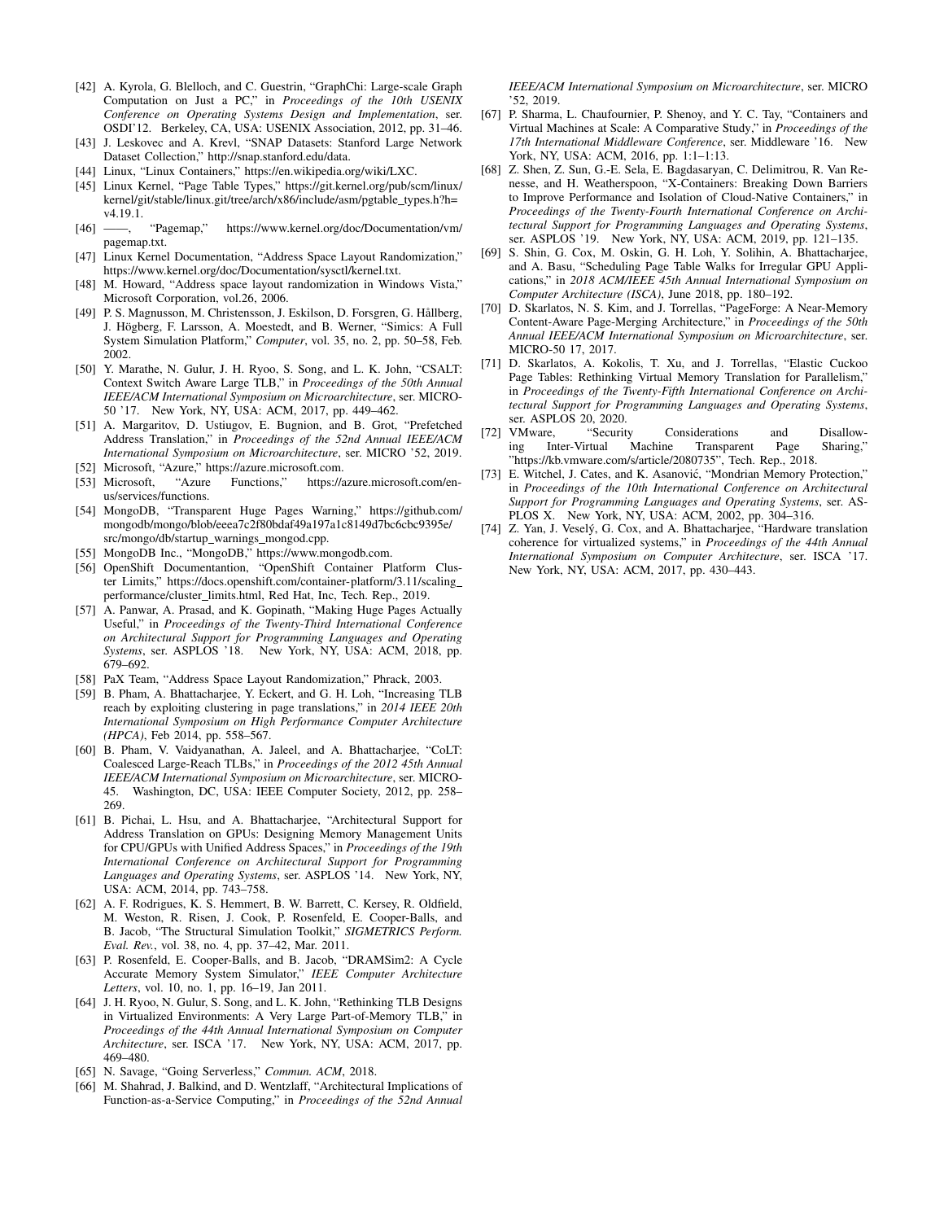[42] A. Kyrola, G. Blelloch, and C. Guestrin, "GraphChi: Large-scale Graph Computation on Just a PC," in *Proceedings of the 10th USENIX Conference on Operating Systems Design and Implementation*, ser. OSDI'12. Berkeley, CA, USA: USENIX Association, 2012, pp. 31–46.

[43] J. Leskovec and A. Krevl, "SNAP Datasets: Stanford Large Network Dataset Collection," http://snap.stanford.edu/data.

[44] Linux, "Linux Containers," https://en.wikipedia.org/wiki/LXC.

[45] Linux Kernel, "Page Table Types," https://git.kernel.org/pub/scm/linux/kernel/git/stable/linux.git/tree/arch/x86/include/asm/pgtable_types.h?h=v4.19.1.

[46] ——, "Pagemap," https://www.kernel.org/doc/Documentation/vm/pagemap.txt.

[47] Linux Kernel Documentation, "Address Space Layout Randomization," https://www.kernel.org/doc/Documentation/sysctl/kernel.txt.

[48] M. Howard, "Address space layout randomization in Windows Vista," Microsoft Corporation, vol.26, 2006.

[49] P. S. Magnusson, M. Christensson, J. Eskilson, D. Forsgren, G. Hållberg, J. Högberg, F. Larsson, A. Moestedt, and B. Werner, "Simics: A Full System Simulation Platform," *Computer*, vol. 35, no. 2, pp. 50–58, Feb. 2002.

[50] Y. Marathe, N. Gulur, J. H. Ryoo, S. Song, and L. K. John, "CSALT: Context Switch Aware Large TLB," in *Proceedings of the 50th Annual IEEE/ACM International Symposium on Microarchitecture*, ser. MICRO-50 '17. New York, NY, USA: ACM, 2017, pp. 449–462.

[51] A. Margaritov, D. Ustiugov, E. Bugnion, and B. Grot, "Prefetched Address Translation," in *Proceedings of the 52nd Annual IEEE/ACM International Symposium on Microarchitecture*, ser. MICRO '52, 2019.

[52] Microsoft, "Azure," https://azure.microsoft.com.

[53] Microsoft, "Azure Functions," https://azure.microsoft.com/en-us/services/functions.

[54] MongoDB, "Transparent Huge Pages Warning," https://github.com/mongodb/mongo/blob/eeea7c2f80bdaf49a197a1c8149d7bc6cbc9395e/src/mongo/db/startup_warnings_mongod.cpp.

[55] MongoDB Inc., "MongoDB," https://www.mongodb.com.

[56] OpenShift Documentantion, "OpenShift Container Platform Cluster Limits," https://docs.openshift.com/container-platform/3.11/scaling_performance/cluster_limits.html, Red Hat, Inc, Tech. Rep., 2019.

[57] A. Panwar, A. Prasad, and K. Gopinath, "Making Huge Pages Actually Useful," in *Proceedings of the Twenty-Third International Conference on Architectural Support for Programming Languages and Operating Systems*, ser. ASPLOS '18. New York, NY, USA: ACM, 2018, pp. 679–692.

[58] PaX Team, "Address Space Layout Randomization," Phrack, 2003.

[59] B. Pham, A. Bhattacharjee, Y. Eckert, and G. H. Loh, "Increasing TLB reach by exploiting clustering in page translations," in *2014 IEEE 20th International Symposium on High Performance Computer Architecture (HPCA)*, Feb 2014, pp. 558–567.

[60] B. Pham, V. Vaidyanathan, A. Jaleel, and A. Bhattacharjee, "CoLT: Coalesced Large-Reach TLBs," in *Proceedings of the 2012 45th Annual IEEE/ACM International Symposium on Microarchitecture*, ser. MICRO-45. Washington, DC, USA: IEEE Computer Society, 2012, pp. 258–269.

[61] B. Pichai, L. Hsu, and A. Bhattacharjee, "Architectural Support for Address Translation on GPUs: Designing Memory Management Units for CPU/GPUs with Unified Address Spaces," in *Proceedings of the 19th International Conference on Architectural Support for Programming Languages and Operating Systems*, ser. ASPLOS '14. New York, NY, USA: ACM, 2014, pp. 743–758.

[62] A. F. Rodrigues, K. S. Hemmert, B. W. Barrett, C. Kersey, R. Oldfield, M. Weston, R. Risen, J. Cook, P. Rosenfeld, E. Cooper-Balls, and B. Jacob, "The Structural Simulation Toolkit," *SIGMETRICS Perform. Eval. Rev.*, vol. 38, no. 4, pp. 37–42, Mar. 2011.

[63] P. Rosenfeld, E. Cooper-Balls, and B. Jacob, "DRAMSim2: A Cycle Accurate Memory System Simulator," *IEEE Computer Architecture Letters*, vol. 10, no. 1, pp. 16–19, Jan 2011.

[64] J. H. Ryoo, N. Gulur, S. Song, and L. K. John, "Rethinking TLB Designs in Virtualized Environments: A Very Large Part-of-Memory TLB," in *Proceedings of the 44th Annual International Symposium on Computer Architecture*, ser. ISCA '17. New York, NY, USA: ACM, 2017, pp. 469–480.

[65] N. Savage, "Going Serverless," *Commun. ACM*, 2018.

[66] M. Shahrad, J. Balkind, and D. Wentzlaff, "Architectural Implications of Function-as-a-Service Computing," in *Proceedings of the 52nd Annual IEEE/ACM International Symposium on Microarchitecture*, ser. MICRO '52, 2019.

[67] P. Sharma, L. Chaufournier, P. Shenoy, and Y. C. Tay, "Containers and Virtual Machines at Scale: A Comparative Study," in *Proceedings of the 17th International Middleware Conference*, ser. Middleware '16. New York, NY, USA: ACM, 2016, pp. 1:1–1:13.

[68] Z. Shen, Z. Sun, G.-E. Sela, E. Bagdasaryan, C. Delimitrou, R. Van Renesse, and H. Weatherspoon, "X-Containers: Breaking Down Barriers to Improve Performance and Isolation of Cloud-Native Containers," in *Proceedings of the Twenty-Fourth International Conference on Architectural Support for Programming Languages and Operating Systems*, ser. ASPLOS '19. New York, NY, USA: ACM, 2019, pp. 121–135.

[69] S. Shin, G. Cox, M. Oskin, G. H. Loh, Y. Solihin, A. Bhattacharjee, and A. Basu, "Scheduling Page Table Walks for Irregular GPU Applications," in *2018 ACM/IEEE 45th Annual International Symposium on Computer Architecture (ISCA)*, June 2018, pp. 180–192.

[70] D. Skarlatos, N. S. Kim, and J. Torrellas, "PageForge: A Near-Memory Content-Aware Page-Merging Architecture," in *Proceedings of the 50th Annual IEEE/ACM International Symposium on Microarchitecture*, ser. MICRO-50 17, 2017.

[71] D. Skarlatos, A. Kokolis, T. Xu, and J. Torrellas, "Elastic Cuckoo Page Tables: Rethinking Virtual Memory Translation for Parallelism," in *Proceedings of the Twenty-Fifth International Conference on Architectural Support for Programming Languages and Operating Systems*, ser. ASPLOS 20, 2020.

[72] VMware, "Security Considerations and Disallowing Inter-Virtual Machine Transparent Page Sharing," "https://kb.vmware.com/s/article/2080735", Tech. Rep., 2018.

[73] E. Witchel, J. Cates, and K. Asanović, "Mondrian Memory Protection," in *Proceedings of the 10th International Conference on Architectural Support for Programming Languages and Operating Systems*, ser. ASPLOS X. New York, NY, USA: ACM, 2002, pp. 304–316.

[74] Z. Yan, J. Veselý, G. Cox, and A. Bhattacharjee, "Hardware translation coherence for virtualized systems," in *Proceedings of the 44th Annual International Symposium on Computer Architecture*, ser. ISCA '17. New York, NY, USA: ACM, 2017, pp. 430–443.